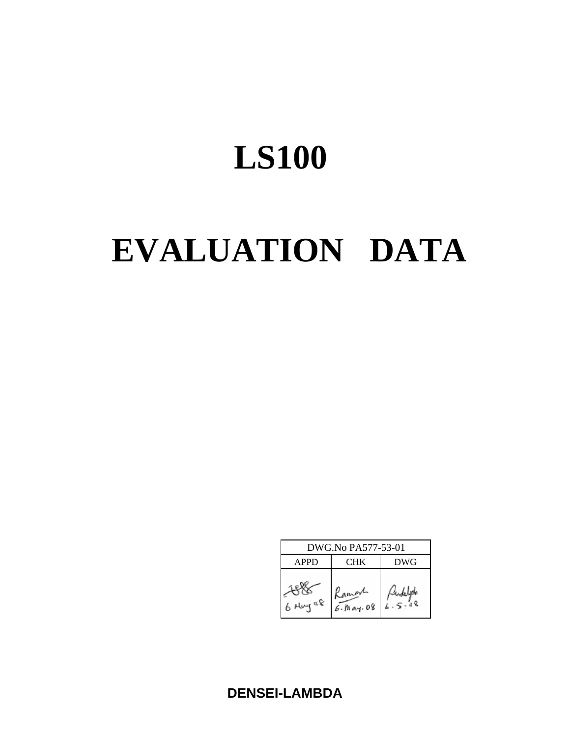# LS100

# EVALUATION DATA

| DWG.No PA577-53-01 | | |
|---|---|---|
| APPD | CHK | DWG |
| 6 May 08 | Ramesh 6.May.08 | 6.5.08 |

**DENSEI-LAMBDA**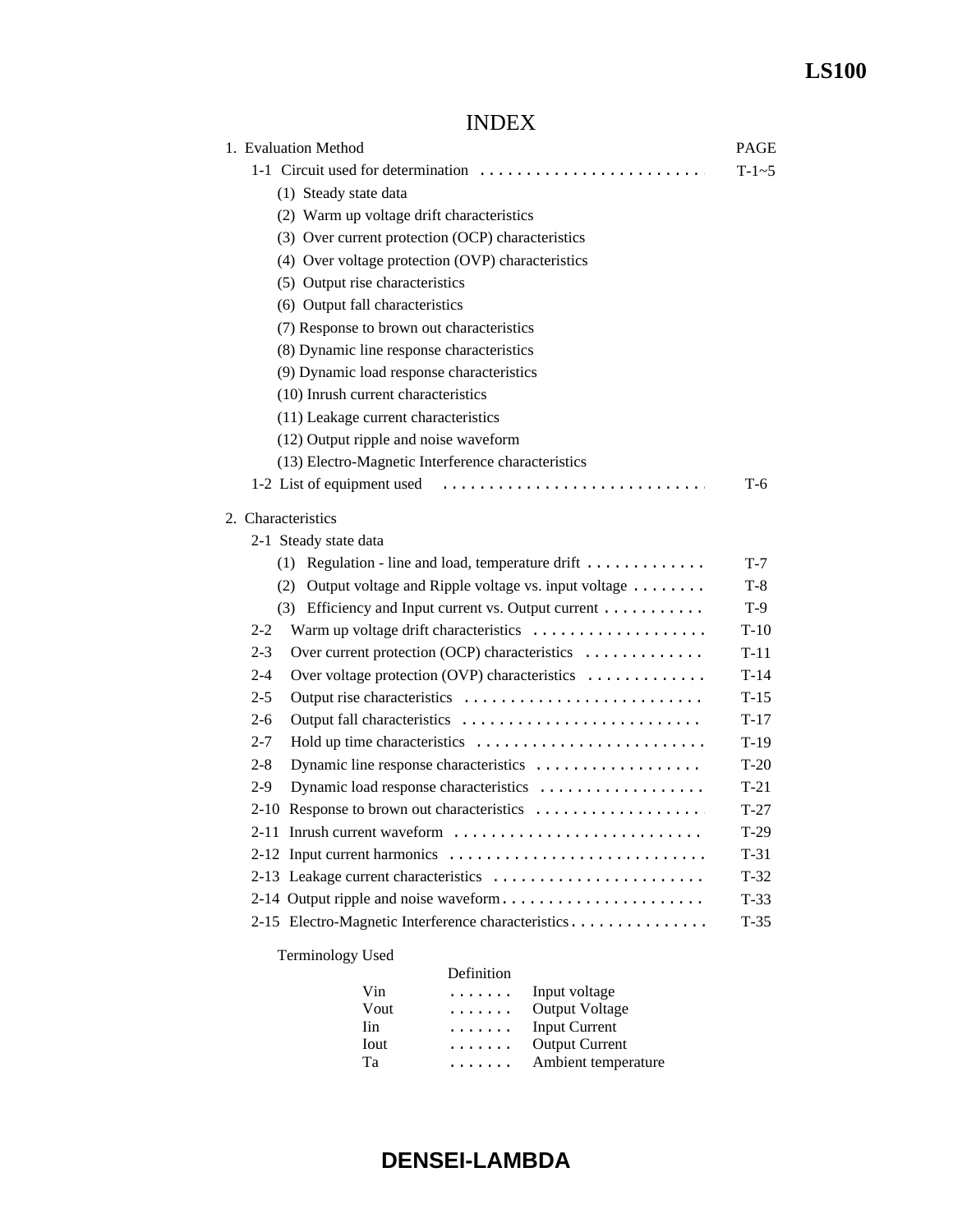# INDEX

| | PAGE |
|---|---|
| 1. Evaluation Method | |
| 1-1 Circuit used for determination . . . . . . . . . . . . . . . . . . . . . . . . | T-1~5 |
| (1) Steady state data | |
| (2) Warm up voltage drift characteristics | |
| (3) Over current protection (OCP) characteristics | |
| (4) Over voltage protection (OVP) characteristics | |
| (5) Output rise characteristics | |
| (6) Output fall characteristics | |
| (7) Response to brown out characteristics | |
| (8) Dynamic line response characteristics | |
| (9) Dynamic load response characteristics | |
| (10) Inrush current characteristics | |
| (11) Leakage current characteristics | |
| (12) Output ripple and noise waveform | |
| (13) Electro-Magnetic Interference characteristics | |
| 1-2 List of equipment used . . . . . . . . . . . . . . . . . . . . . . . . . . . . | T-6 |
| 2. Characteristics | |
| 2-1 Steady state data | |
| (1) Regulation - line and load, temperature drift . . . . . . . . . . . . | T-7 |
| (2) Output voltage and Ripple voltage vs. input voltage . . . . . . . . | T-8 |
| (3) Efficiency and Input current vs. Output current . . . . . . . . . . . | T-9 |
| 2-2 Warm up voltage drift characteristics . . . . . . . . . . . . . . . . . . . | T-10 |
| 2-3 Over current protection (OCP) characteristics . . . . . . . . . . . . . | T-11 |
| 2-4 Over voltage protection (OVP) characteristics . . . . . . . . . . . . . | T-14 |
| 2-5 Output rise characteristics . . . . . . . . . . . . . . . . . . . . . . . . . . | T-15 |
| 2-6 Output fall characteristics . . . . . . . . . . . . . . . . . . . . . . . . . . | T-17 |
| 2-7 Hold up time characteristics . . . . . . . . . . . . . . . . . . . . . . . . . | T-19 |
| 2-8 Dynamic line response characteristics . . . . . . . . . . . . . . . . . . | T-20 |
| 2-9 Dynamic load response characteristics . . . . . . . . . . . . . . . . . . | T-21 |
| 2-10 Response to brown out characteristics . . . . . . . . . . . . . . . . . . | T-27 |
| 2-11 Inrush current waveform . . . . . . . . . . . . . . . . . . . . . . . . . . . | T-29 |
| 2-12 Input current harmonics . . . . . . . . . . . . . . . . . . . . . . . . . . . . | T-31 |
| 2-13 Leakage current characteristics . . . . . . . . . . . . . . . . . . . . . . . | T-32 |
| 2-14 Output ripple and noise waveform . . . . . . . . . . . . . . . . . . . . . . | T-33 |
| 2-15 Electro-Magnetic Interference characteristics . . . . . . . . . . . . . . . | T-35 |

Terminology Used

| | | Definition |
|---|---|---|
| Vin | . . . . . . . | Input voltage |
| Vout | . . . . . . . | Output Voltage |
| Iin | . . . . . . . | Input Current |
| Iout | . . . . . . . | Output Current |
| Ta | . . . . . . . | Ambient temperature |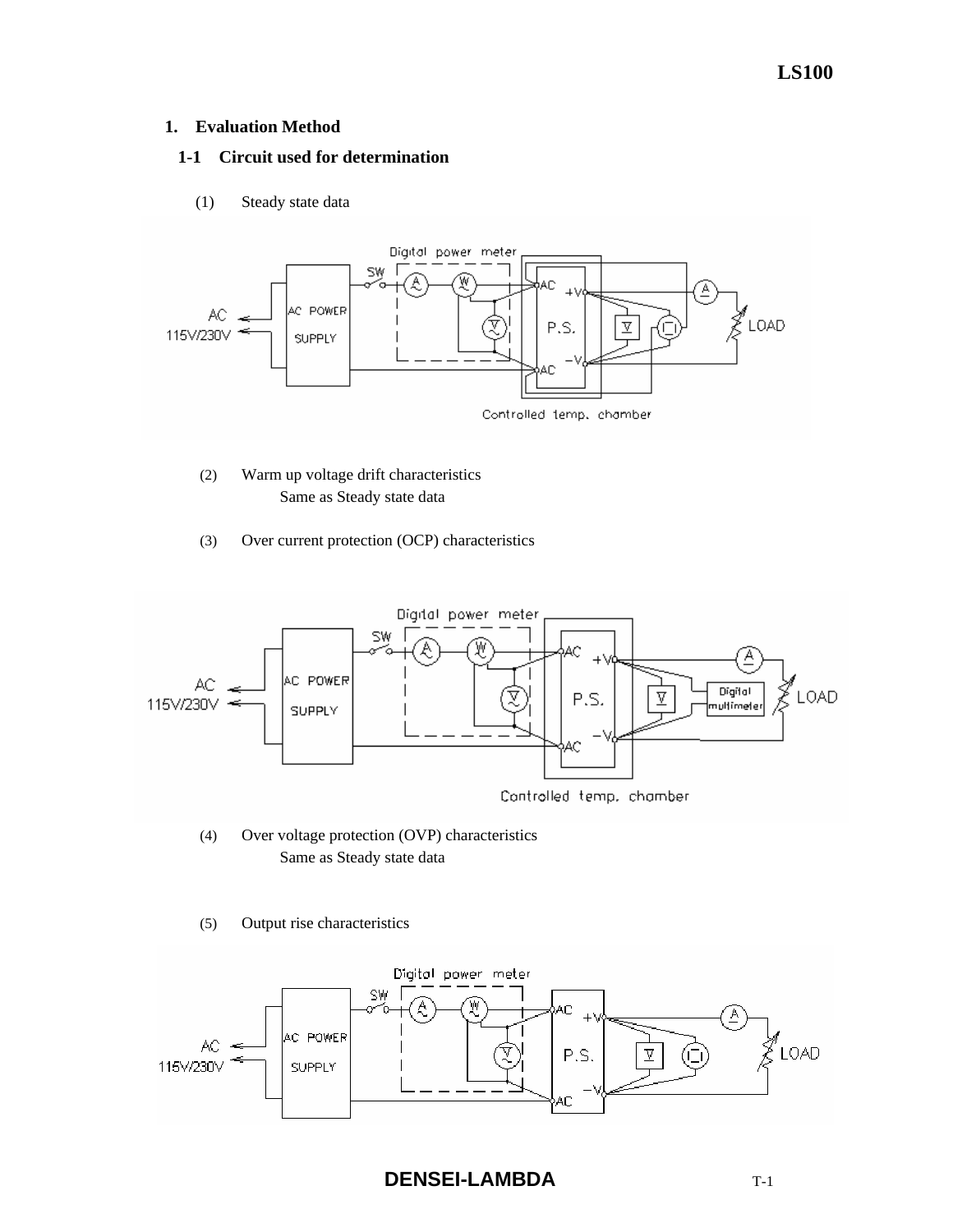# 1. Evaluation Method

## 1-1 Circuit used for determination

(1) Steady state data

(2) Warm up voltage drift characteristics

Same as Steady state data

(3) Over current protection (OCP) characteristics

(4) Over voltage protection (OVP) characteristics

Same as Steady state data

(5) Output rise characteristics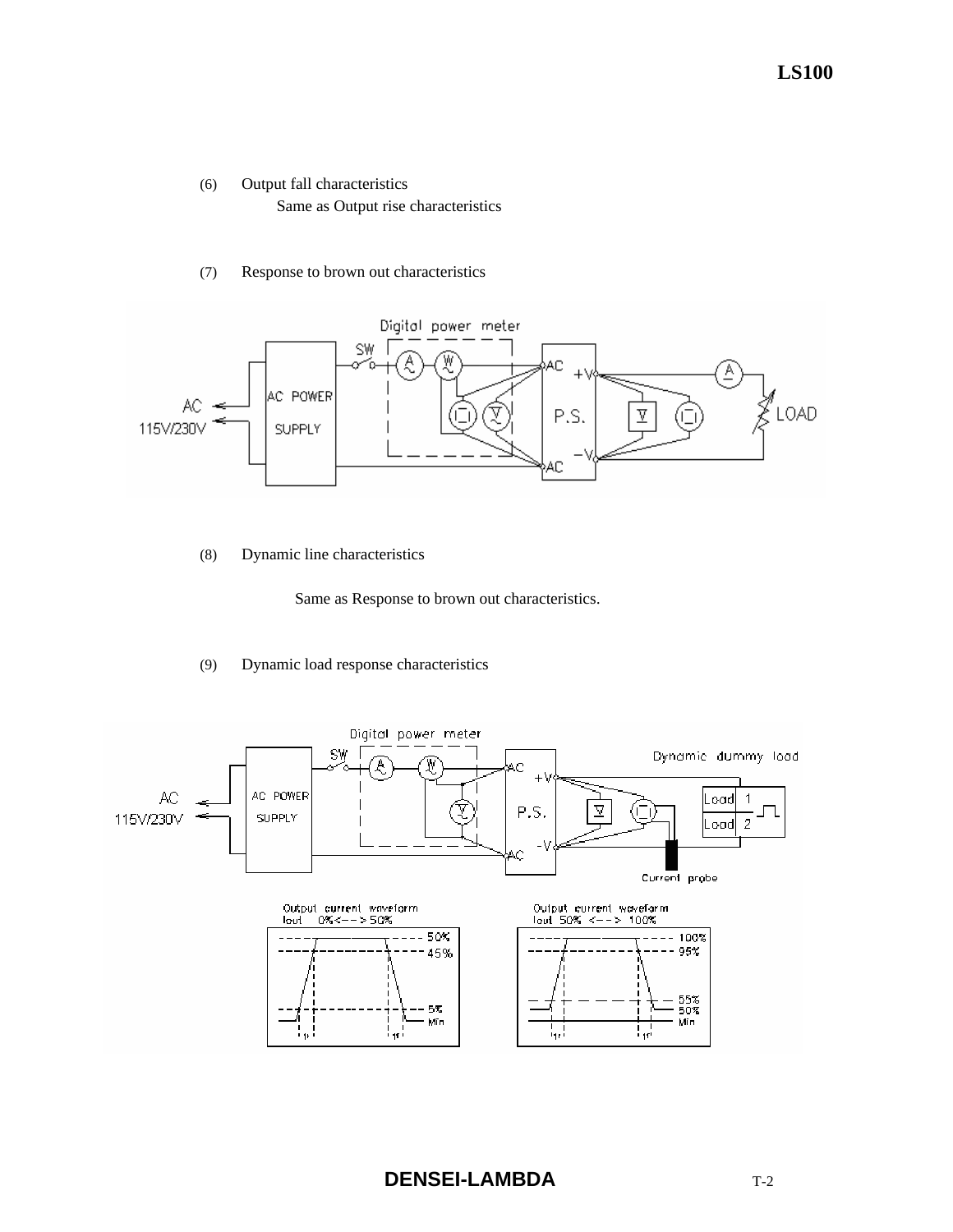(6) Output fall characteristics

Same as Output rise characteristics

(7) Response to brown out characteristics

(8) Dynamic line characteristics

Same as Response to brown out characteristics.

(9) Dynamic load response characteristics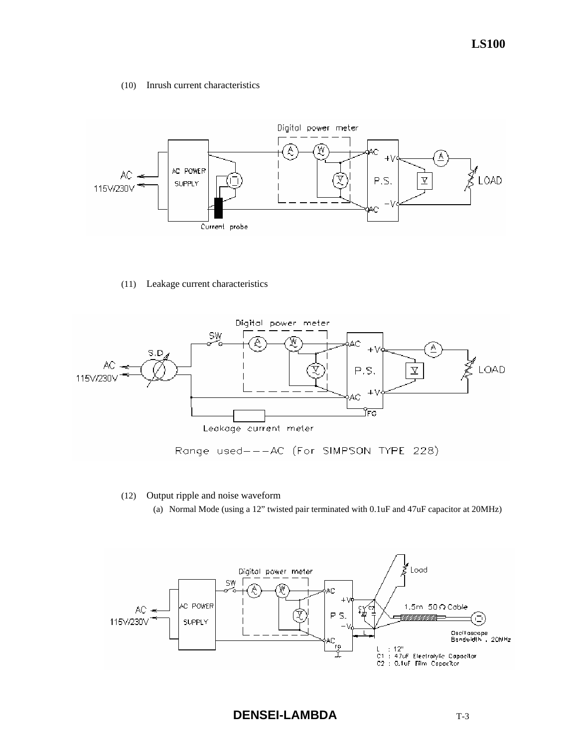(10) Inrush current characteristics

(11) Leakage current characteristics

(12) Output ripple and noise waveform

(a) Normal Mode (using a 12" twisted pair terminated with 0.1uF and 47uF capacitor at 20MHz)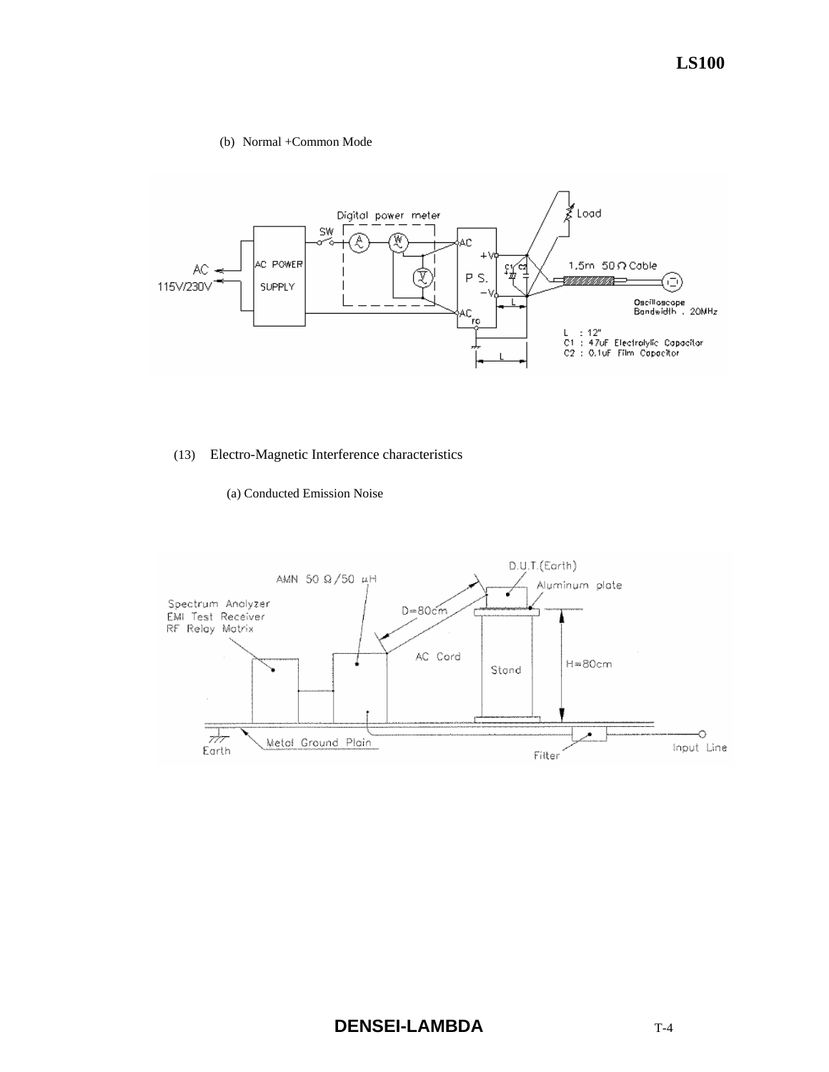(b) Normal +Common Mode

(13) Electro-Magnetic Interference characteristics

(a) Conducted Emission Noise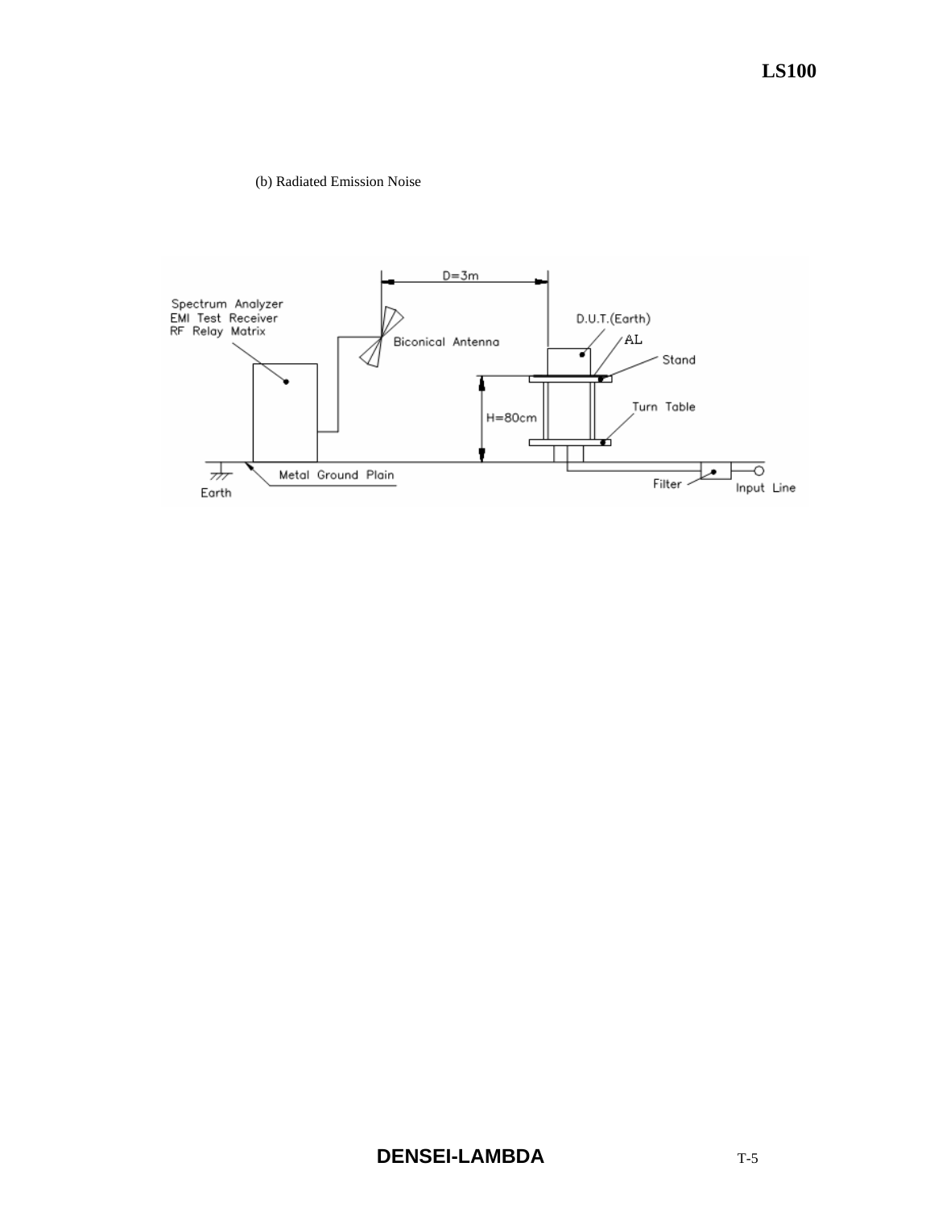(b) Radiated Emission Noise

Spectrum Analyzer
EMI Test Receiver
RF Relay Matrix

D=3m

Biconical Antenna

D.U.T.(Earth)

AL

Stand

H=80cm

Turn Table

Earth

Metal Ground Plain

Filter

Input Line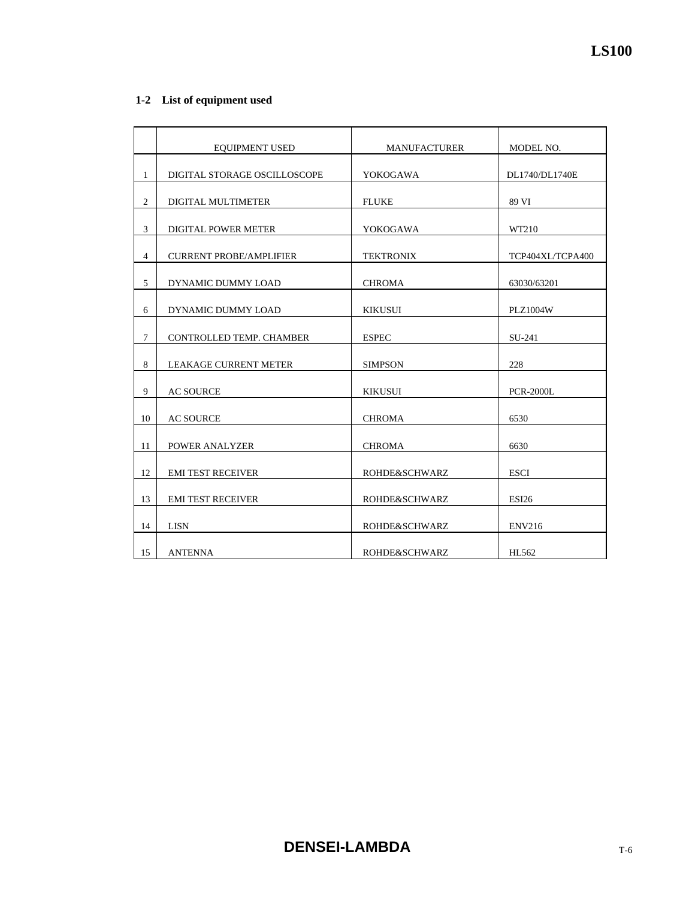## 1-2 List of equipment used

| | EQUIPMENT USED | MANUFACTURER | MODEL NO. |
|---|---|---|---|
| 1 | DIGITAL STORAGE OSCILLOSCOPE | YOKOGAWA | DL1740/DL1740E |
| 2 | DIGITAL MULTIMETER | FLUKE | 89 VI |
| 3 | DIGITAL POWER METER | YOKOGAWA | WT210 |
| 4 | CURRENT PROBE/AMPLIFIER | TEKTRONIX | TCP404XL/TCPA400 |
| 5 | DYNAMIC DUMMY LOAD | CHROMA | 63030/63201 |
| 6 | DYNAMIC DUMMY LOAD | KIKUSUI | PLZ1004W |
| 7 | CONTROLLED TEMP. CHAMBER | ESPEC | SU-241 |
| 8 | LEAKAGE CURRENT METER | SIMPSON | 228 |
| 9 | AC SOURCE | KIKUSUI | PCR-2000L |
| 10 | AC SOURCE | CHROMA | 6530 |
| 11 | POWER ANALYZER | CHROMA | 6630 |
| 12 | EMI TEST RECEIVER | ROHDE&SCHWARZ | ESCI |
| 13 | EMI TEST RECEIVER | ROHDE&SCHWARZ | ESI26 |
| 14 | LISN | ROHDE&SCHWARZ | ENV216 |
| 15 | ANTENNA | ROHDE&SCHWARZ | HL562 |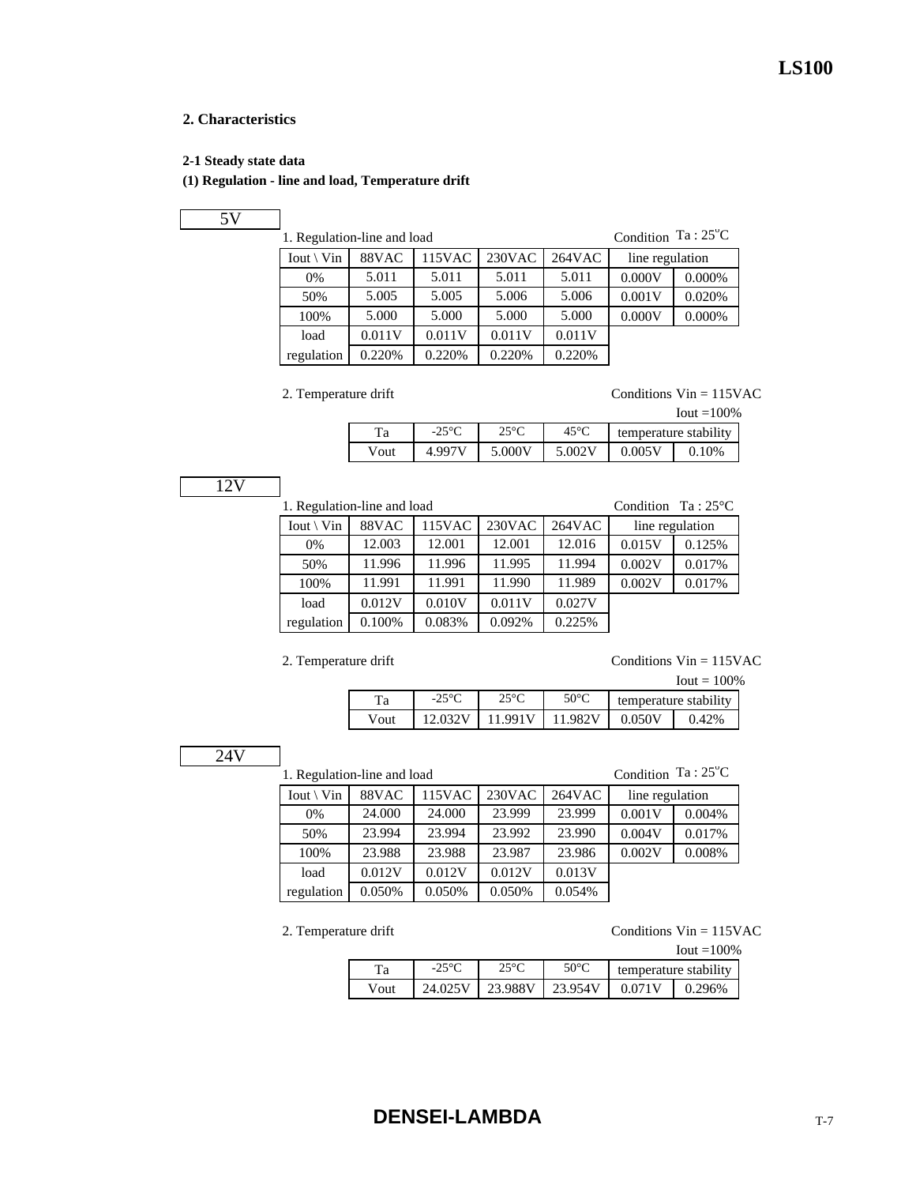## 2. Characteristics

### 2-1 Steady state data

### (1) Regulation - line and load, Temperature drift

**5V**

1. Regulation-line and load — Condition Ta : 25°C

| Iout \ Vin | 88VAC | 115VAC | 230VAC | 264VAC | line regulation | |
|---|---|---|---|---|---|---|
| 0% | 5.011 | 5.011 | 5.011 | 5.011 | 0.000V | 0.000% |
| 50% | 5.005 | 5.005 | 5.006 | 5.006 | 0.001V | 0.020% |
| 100% | 5.000 | 5.000 | 5.000 | 5.000 | 0.000V | 0.000% |
| load | 0.011V | 0.011V | 0.011V | 0.011V | | |
| regulation | 0.220% | 0.220% | 0.220% | 0.220% | | |

2. Temperature drift — Conditions Vin = 115VAC, Iout =100%

| Ta | -25°C | 25°C | 45°C | temperature stability | |
|---|---|---|---|---|---|
| Vout | 4.997V | 5.000V | 5.002V | 0.005V | 0.10% |

**12V**

1. Regulation-line and load — Condition Ta : 25°C

| Iout \ Vin | 88VAC | 115VAC | 230VAC | 264VAC | line regulation | |
|---|---|---|---|---|---|---|
| 0% | 12.003 | 12.001 | 12.001 | 12.016 | 0.015V | 0.125% |
| 50% | 11.996 | 11.996 | 11.995 | 11.994 | 0.002V | 0.017% |
| 100% | 11.991 | 11.991 | 11.990 | 11.989 | 0.002V | 0.017% |
| load | 0.012V | 0.010V | 0.011V | 0.027V | | |
| regulation | 0.100% | 0.083% | 0.092% | 0.225% | | |

2. Temperature drift — Conditions Vin = 115VAC, Iout = 100%

| Ta | -25°C | 25°C | 50°C | temperature stability | |
|---|---|---|---|---|---|
| Vout | 12.032V | 11.991V | 11.982V | 0.050V | 0.42% |

**24V**

1. Regulation-line and load — Condition Ta : 25°C

| Iout \ Vin | 88VAC | 115VAC | 230VAC | 264VAC | line regulation | |
|---|---|---|---|---|---|---|
| 0% | 24.000 | 24.000 | 23.999 | 23.999 | 0.001V | 0.004% |
| 50% | 23.994 | 23.994 | 23.992 | 23.990 | 0.004V | 0.017% |
| 100% | 23.988 | 23.988 | 23.987 | 23.986 | 0.002V | 0.008% |
| load | 0.012V | 0.012V | 0.012V | 0.013V | | |
| regulation | 0.050% | 0.050% | 0.050% | 0.054% | | |

2. Temperature drift — Conditions Vin = 115VAC, Iout =100%

| Ta | -25°C | 25°C | 50°C | temperature stability | |
|---|---|---|---|---|---|
| Vout | 24.025V | 23.988V | 23.954V | 0.071V | 0.296% |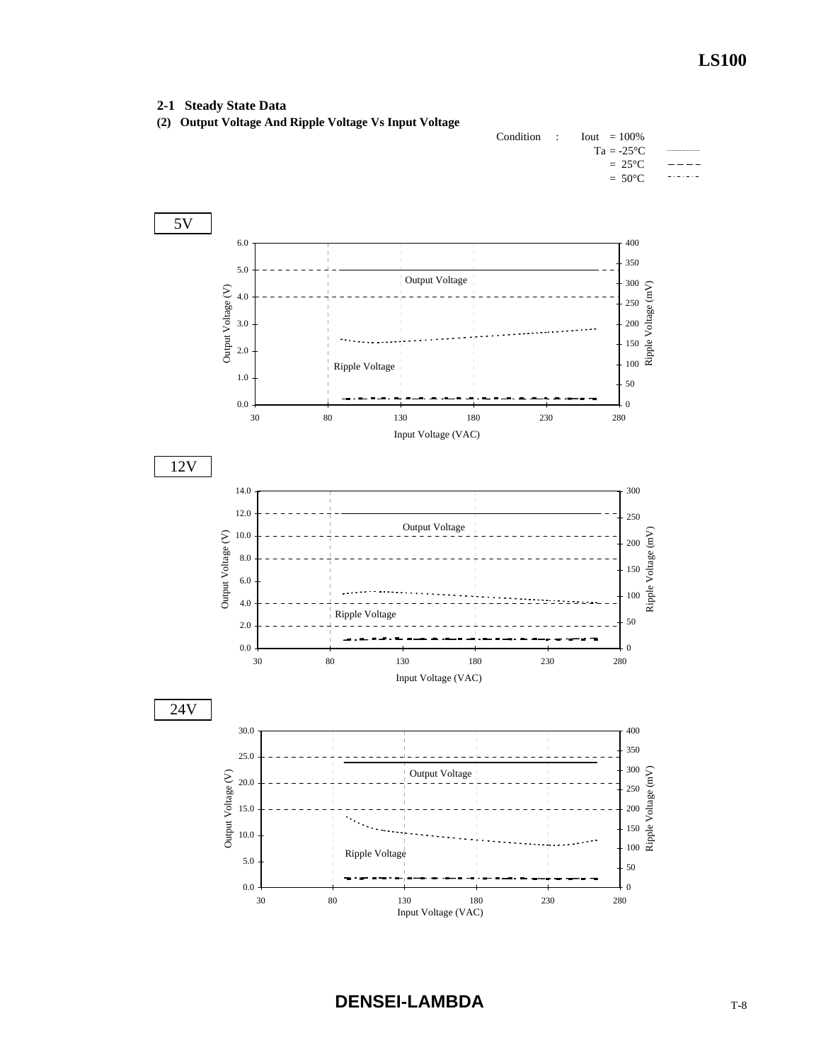## 2-1 Steady State Data

### (2) Output Voltage And Ripple Voltage Vs Input Voltage

Condition : Iout = 100%
Ta = -25°C
= 25°C
= 50°C

5V

Output Voltage (V)

Output Voltage

Ripple Voltage

Ripple Voltage (mV)

Input Voltage (VAC)

12V

Output Voltage (V)

Output Voltage

Ripple Voltage

Ripple Voltage (mV)

Input Voltage (VAC)

24V

Output Voltage (V)

Output Voltage

Ripple Voltage

Ripple Voltage (mV)

Input Voltage (VAC)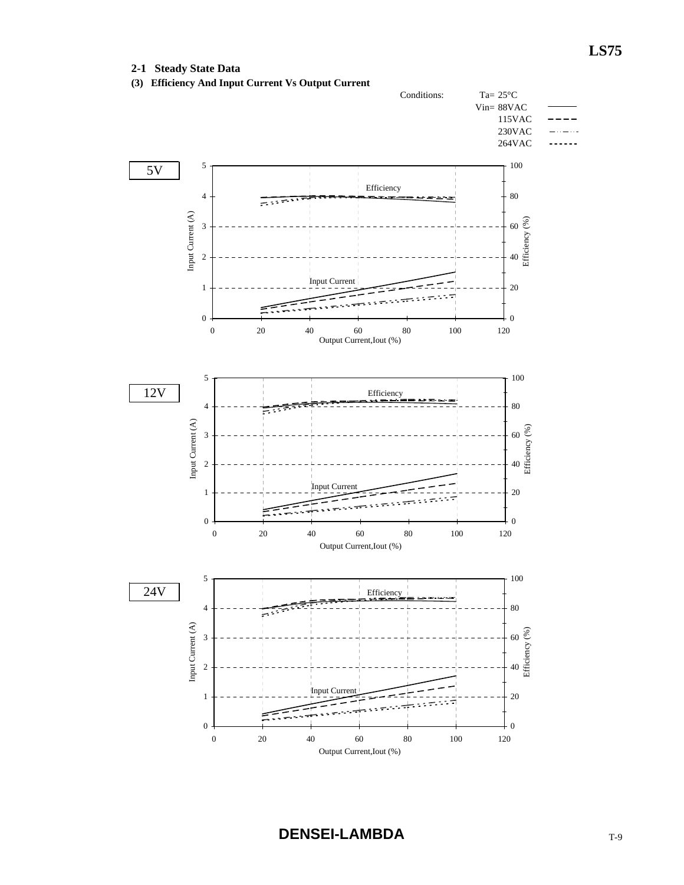## 2-1 Steady State Data

### (3) Efficiency And Input Current Vs Output Current

Conditions: Ta= 25°C

Vin= 88VAC (solid line)
115VAC (dashed line)
230VAC (dash-dot line)
264VAC (dotted line)

5V

Efficiency

Input Current

Input Current (A): 0, 1, 2, 3, 4, 5

Efficiency (%): 0, 20, 40, 60, 80, 100

Output Current,Iout (%): 0, 20, 40, 60, 80, 100, 120

12V

Efficiency

Input Current

Input Current (A): 0, 1, 2, 3, 4, 5

Efficiency (%): 0, 20, 40, 60, 80, 100

Output Current,Iout (%): 0, 20, 40, 60, 80, 100, 120

24V

Efficiency

Input Current

Input Current (A): 0, 1, 2, 3, 4, 5

Efficiency (%): 0, 20, 40, 60, 80, 100

Output Current,Iout (%): 0, 20, 40, 60, 80, 100, 120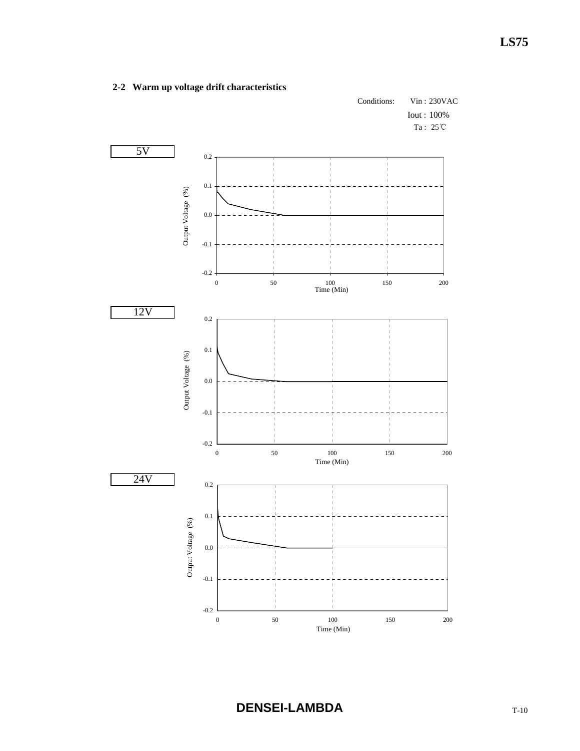## 2-2 Warm up voltage drift characteristics

Conditions: Vin : 230VAC
Iout : 100%
Ta : 25℃

5V

12V

24V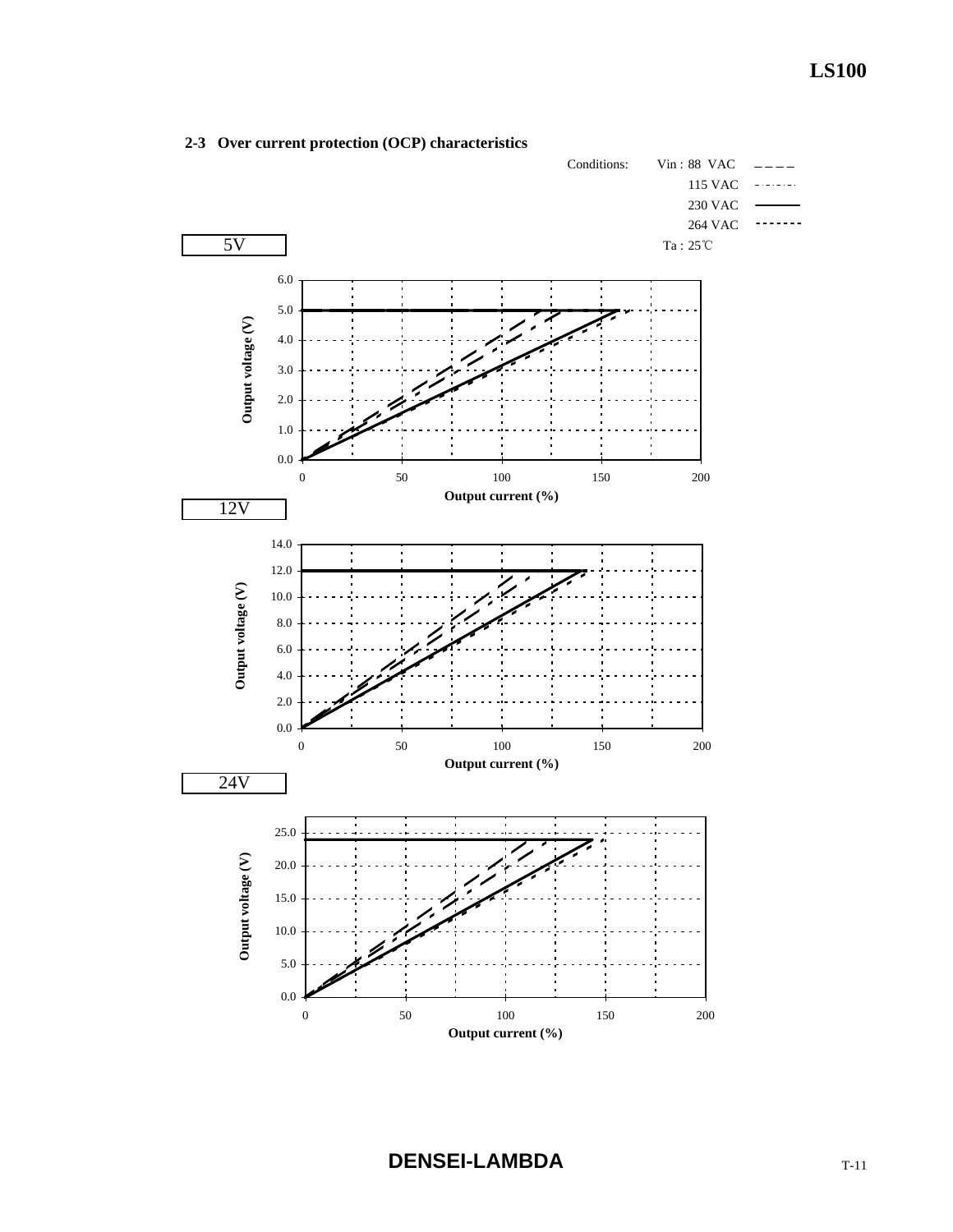## 2-3 Over current protection (OCP) characteristics

Conditions: Vin : 88 VAC
115 VAC
230 VAC
264 VAC
Ta : 25℃

5V

Output voltage (V)

Output current (%)

12V

Output voltage (V)

Output current (%)

24V

Output voltage (V)

Output current (%)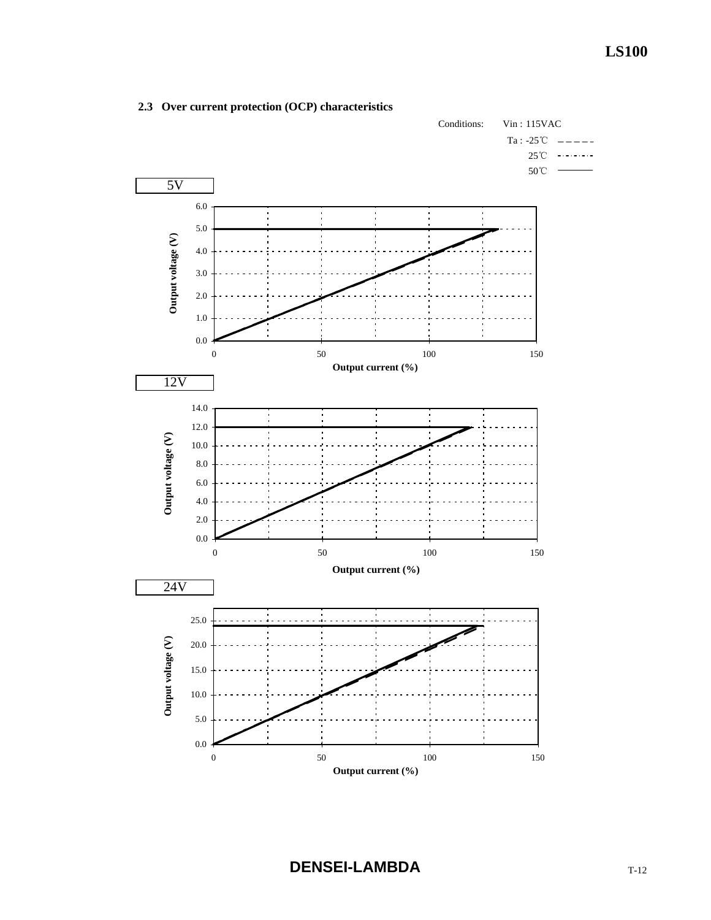### 2.3 Over current protection (OCP) characteristics

Conditions: Vin : 115VAC

Ta : -25℃ (dashed line)

25℃ (dash-dot line)

50℃ (solid line)

5V

Output voltage (V) vs. Output current (%)

12V

Output voltage (V) vs. Output current (%)

24V

Output voltage (V) vs. Output current (%)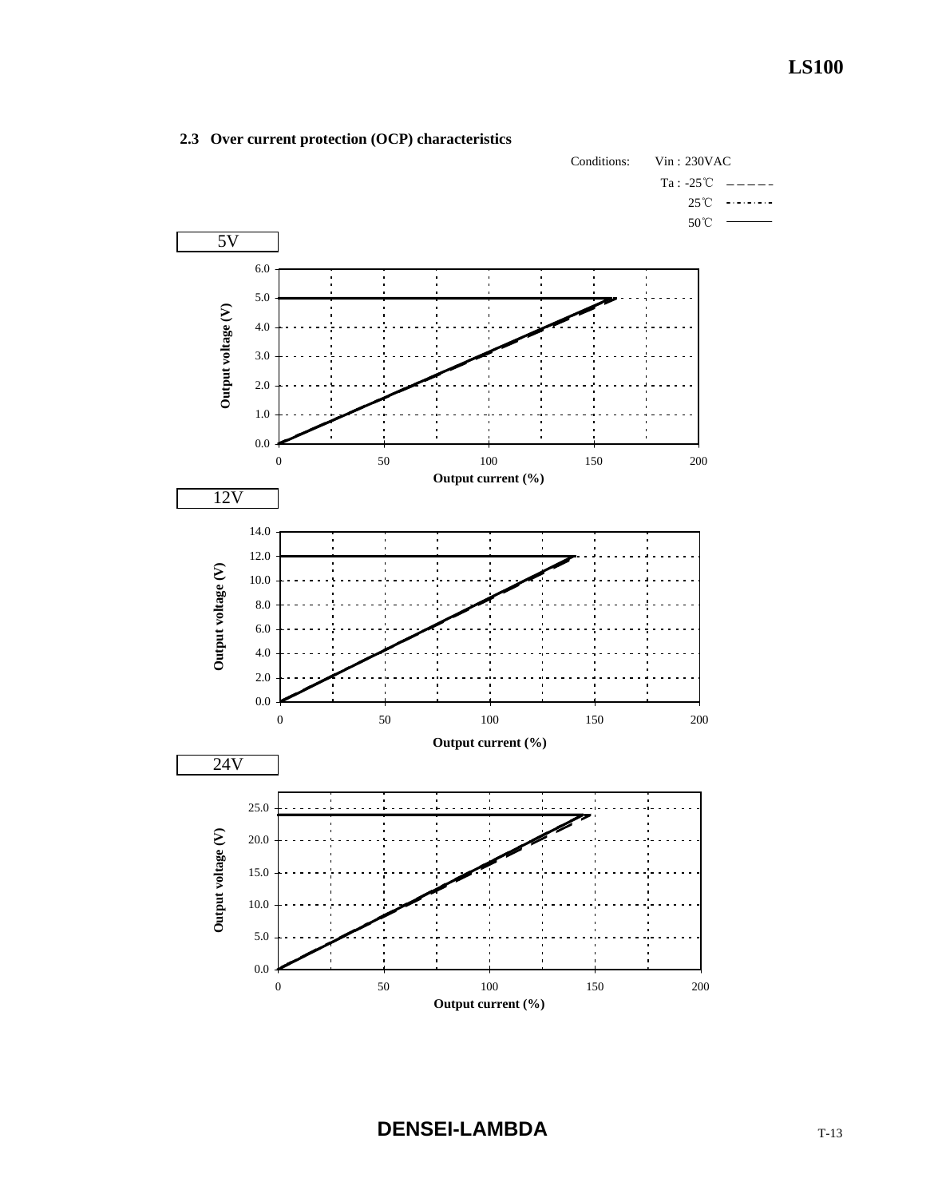### 2.3 Over current protection (OCP) characteristics

Conditions: Vin : 230VAC

Ta : -25℃ — — — — —

25℃ -·-·-·-·-

50℃ ————

5V

Output voltage (V)

Output current (%)

12V

Output voltage (V)

Output current (%)

24V

Output voltage (V)

Output current (%)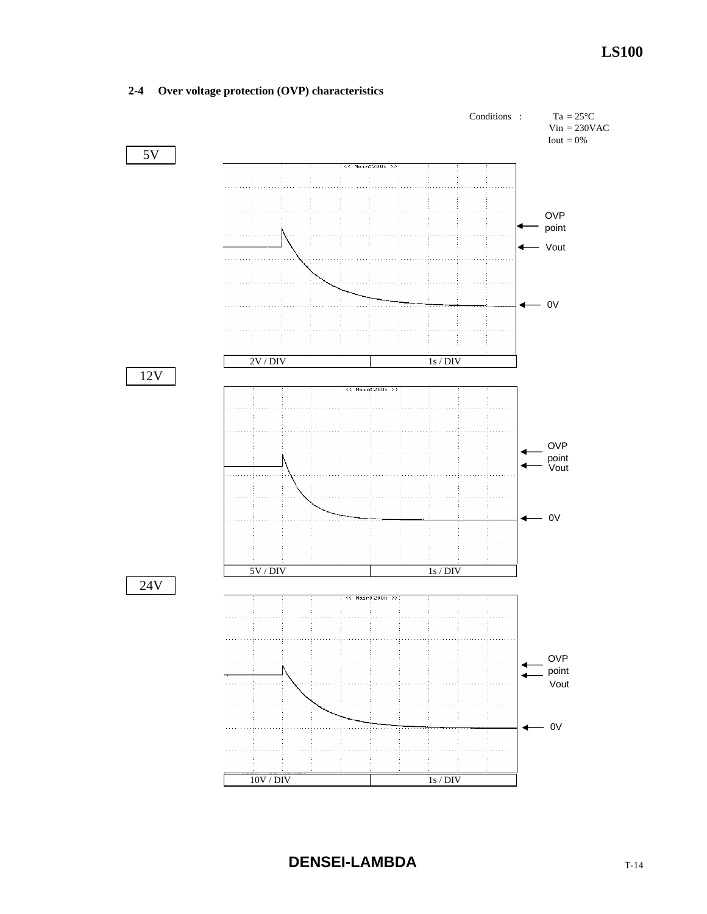## 2-4 Over voltage protection (OVP) characteristics

Conditions : Ta = 25°C
Vin = 230VAC
Iout = 0%

5V

OVP point

Vout

0V

2V / DIV | 1s / DIV

12V

OVP point

Vout

0V

5V / DIV | 1s / DIV

24V

OVP point

Vout

0V

10V / DIV | 1s / DIV

**DENSEI-LAMBDA**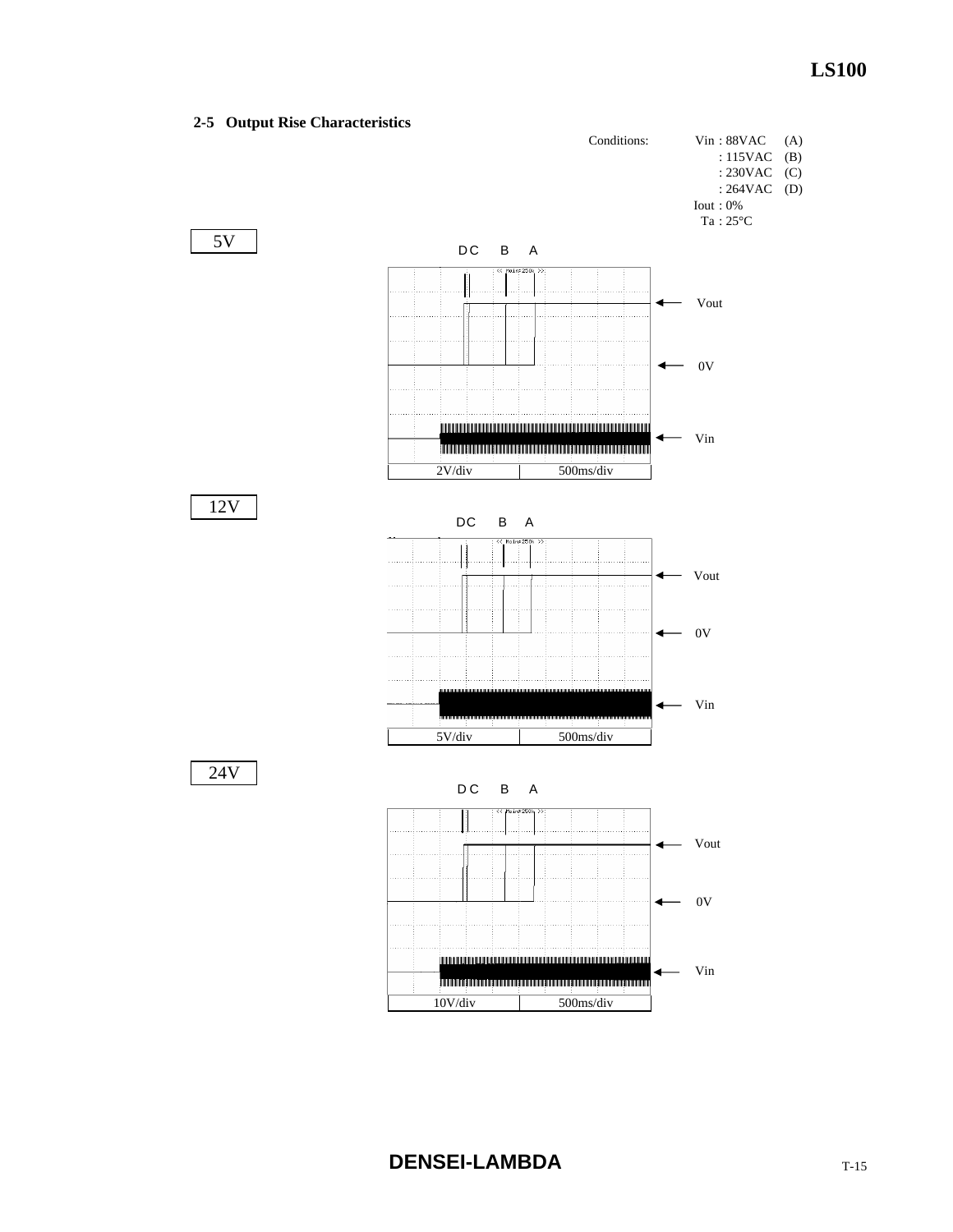## 2-5 Output Rise Characteristics

Conditions:

Vin : 88VAC (A)
: 115VAC (B)
: 230VAC (C)
: 264VAC (D)
Iout : 0%
Ta : 25°C

5V

D C B A

Vout

0V

Vin

| 2V/div | 500ms/div |
|---|---|

12V

D C B A

Vout

0V

Vin

| 5V/div | 500ms/div |
|---|---|

24V

D C B A

Vout

0V

Vin

| 10V/div | 500ms/div |
|---|---|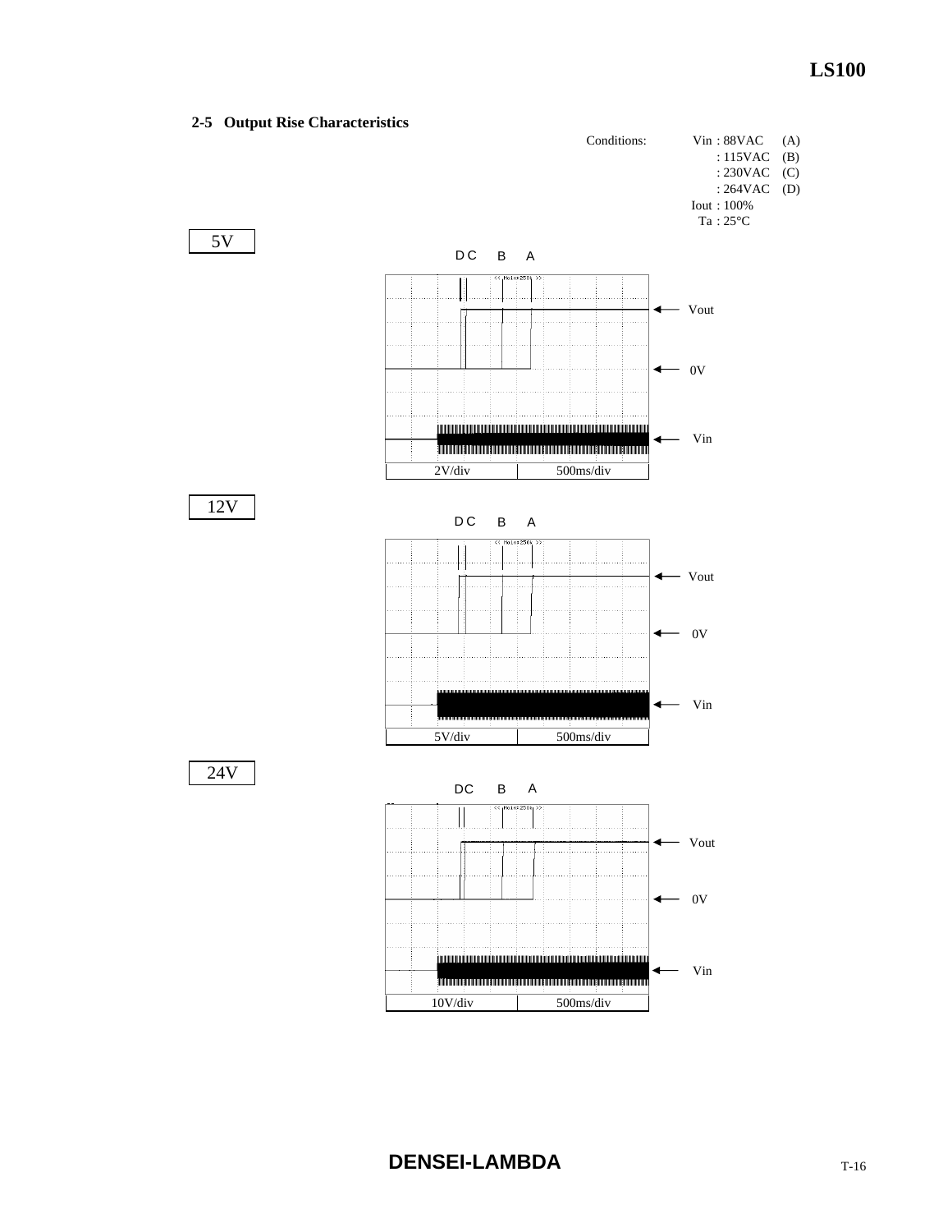## 2-5 Output Rise Characteristics

Conditions:
- Vin : 88VAC (A)
- : 115VAC (B)
- : 230VAC (C)
- : 264VAC (D)
- Iout : 100%
- Ta : 25°C

### 5V

D C B A

Vout

0V

Vin

| 2V/div | 500ms/div |
|---|---|

### 12V

D C B A

Vout

0V

Vin

| 5V/div | 500ms/div |
|---|---|

### 24V

DC B A

Vout

0V

Vin

| 10V/div | 500ms/div |
|---|---|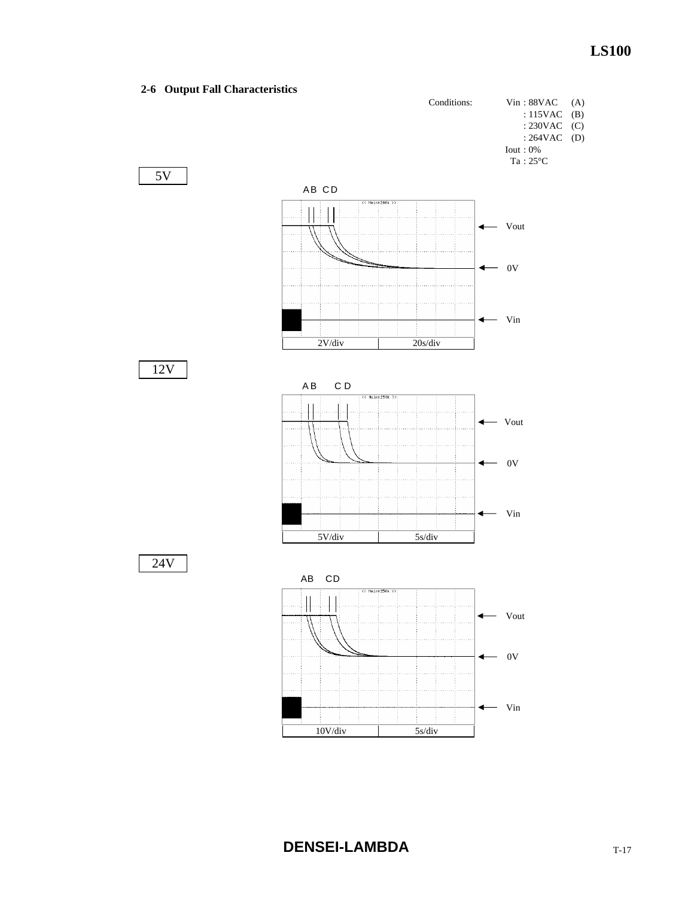## 2-6 Output Fall Characteristics

Conditions: Vin : 88VAC (A)
: 115VAC (B)
: 230VAC (C)
: 264VAC (D)
Iout : 0%
Ta : 25°C

**5V**

A B C D

Vout

0V

Vin

| 2V/div | 20s/div |
| --- | --- |

**12V**

A B C D

Vout

0V

Vin

| 5V/div | 5s/div |
| --- | --- |

**24V**

A B C D

Vout

0V

Vin

| 10V/div | 5s/div |
| --- | --- |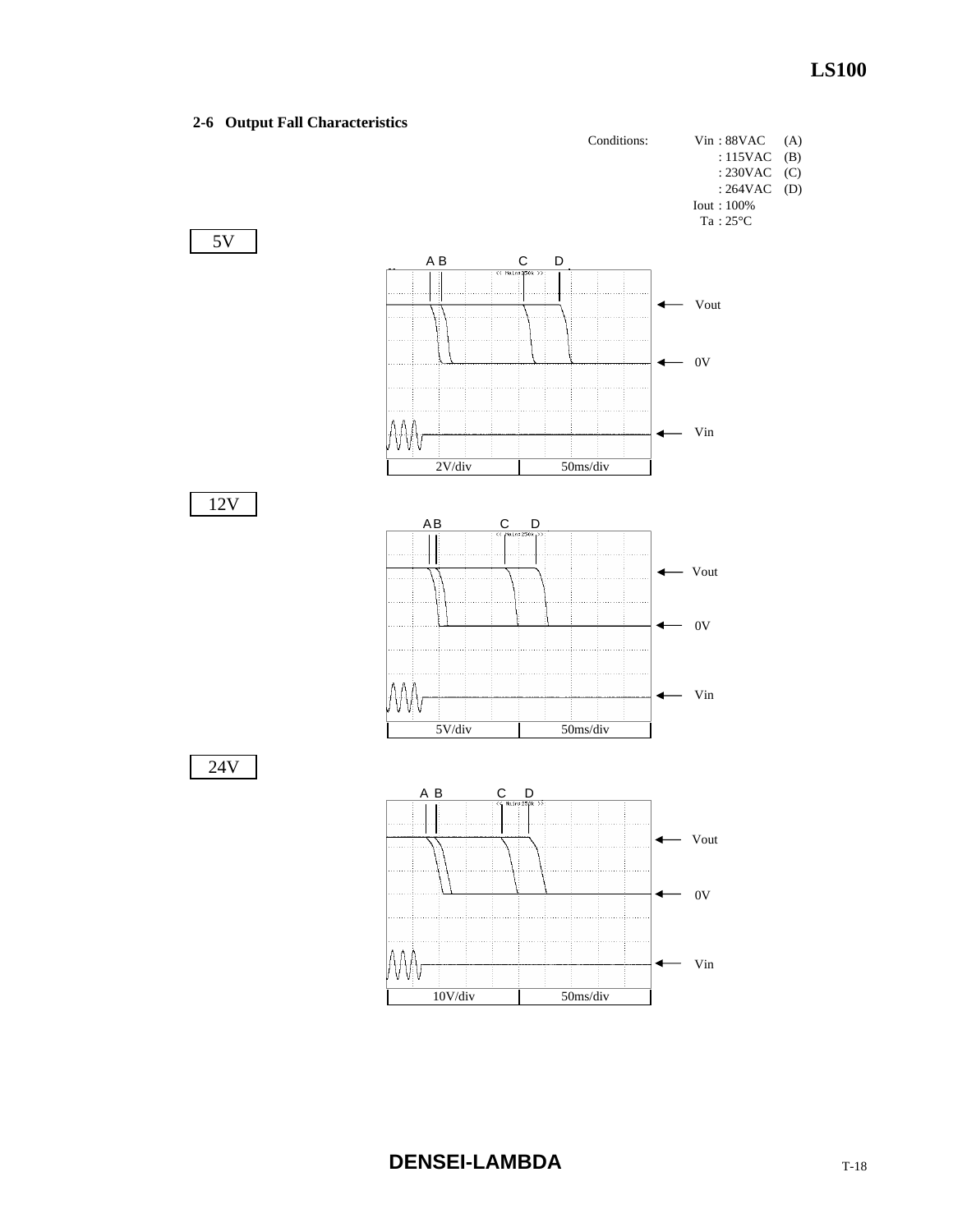## 2-6 Output Fall Characteristics

Conditions: Vin : 88VAC (A)
: 115VAC (B)
: 230VAC (C)
: 264VAC (D)
Iout : 100%
Ta : 25°C

5V

A B C D

Vout

0V

Vin

2V/div 50ms/div

12V

A B C D

Vout

0V

Vin

5V/div 50ms/div

24V

A B C D

Vout

0V

Vin

10V/div 50ms/div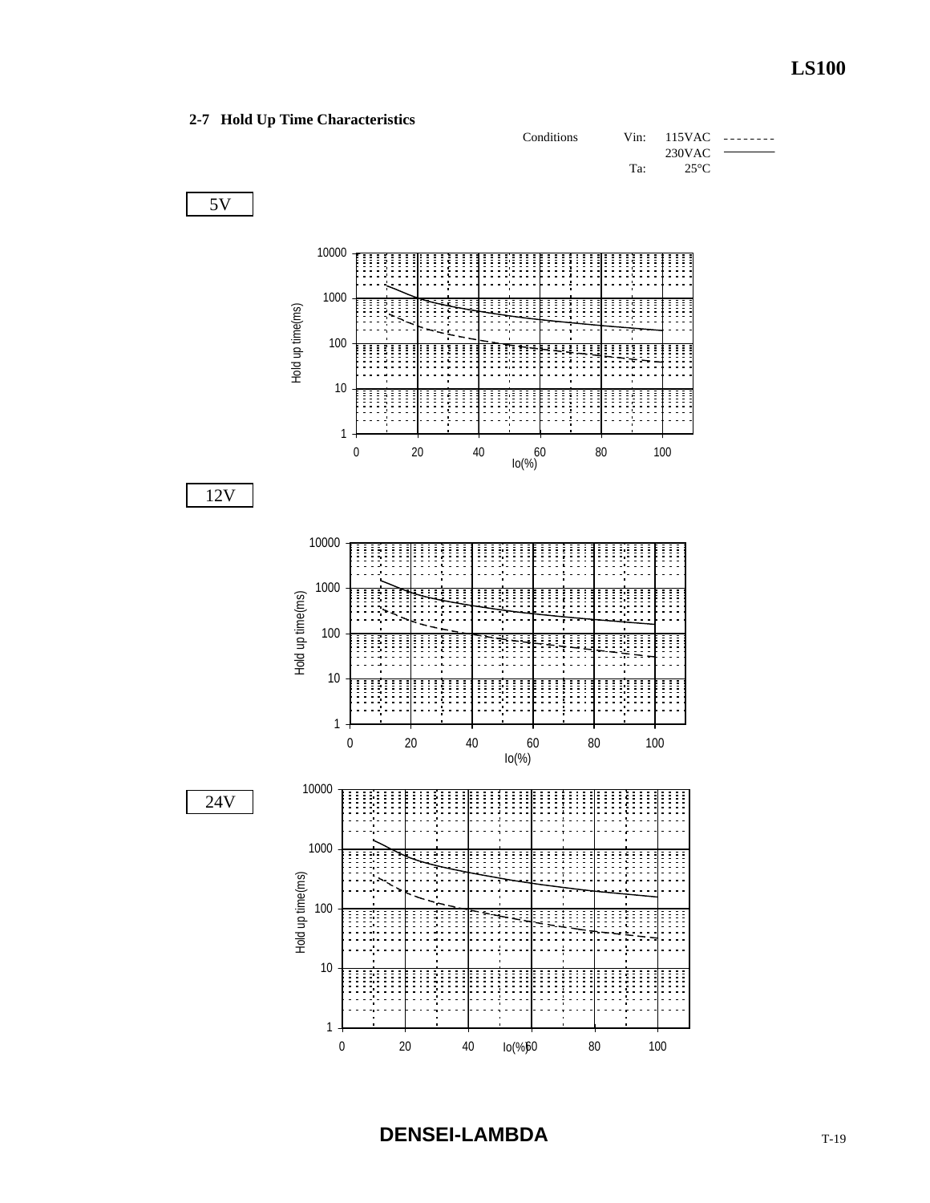## 2-7 Hold Up Time Characteristics

Conditions Vin: 115VAC - - - - - - - -
230VAC ————
Ta: 25°C

5V

Hold up time(ms)

10000
1000
100
10
1

0 20 40 60 80 100
Io(%)

12V

Hold up time(ms)

10000
1000
100
10
1

0 20 40 60 80 100
Io(%)

24V

Hold up time(ms)

10000
1000
100
10
1

0 20 40 60 80 100
Io(%)

**DENSEI-LAMBDA**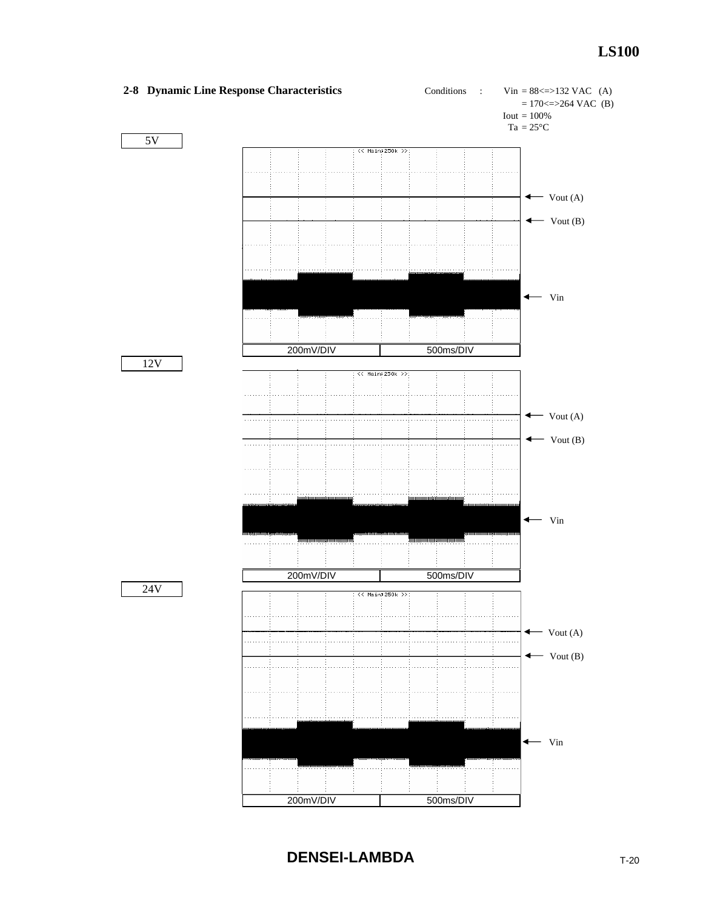## 2-8 Dynamic Line Response Characteristics

Conditions : Vin = 88<=>132 VAC (A)
= 170<=>264 VAC (B)
Iout = 100%
Ta = 25°C

5V

<< Main:250k >>

Vout (A)
Vout (B)
Vin

200mV/DIV | 500ms/DIV

12V

<< Main:250k >>

Vout (A)
Vout (B)
Vin

200mV/DIV | 500ms/DIV

24V

<< Main:250k >>

Vout (A)
Vout (B)
Vin

200mV/DIV | 500ms/DIV

**DENSEI-LAMBDA**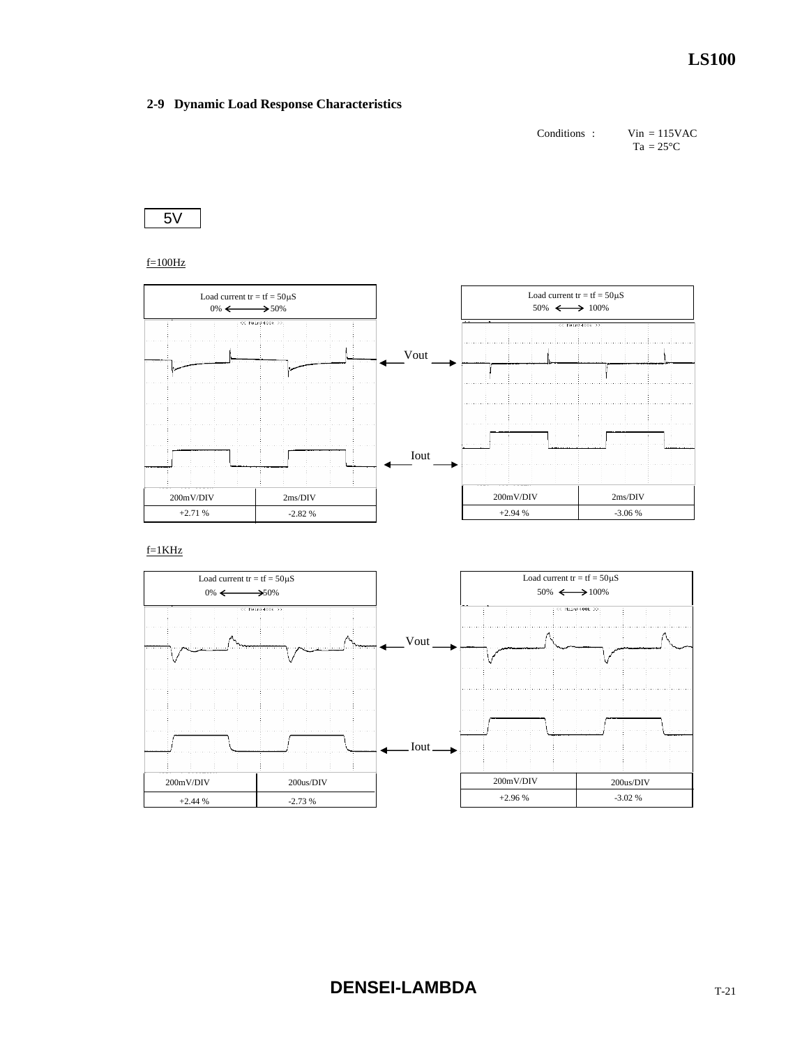## 2-9 Dynamic Load Response Characteristics

Conditions : Vin = 115VAC
Ta = 25°C

5V

f=100Hz

Load current tr = tf = 50μS
0% ⟷ 50%

| 200mV/DIV | 2ms/DIV |
| --- | --- |
| +2.71 % | -2.82 % |

Load current tr = tf = 50μS
50% ⟷ 100%

| 200mV/DIV | 2ms/DIV |
| --- | --- |
| +2.94 % | -3.06 % |

Vout

Iout

f=1KHz

Load current tr = tf = 50μS
0% ⟷ 50%

| 200mV/DIV | 200us/DIV |
| --- | --- |
| +2.44 % | -2.73 % |

Load current tr = tf = 50μS
50% ⟷ 100%

| 200mV/DIV | 200us/DIV |
| --- | --- |
| +2.96 % | -3.02 % |

Vout

Iout

DENSEI-LAMBDA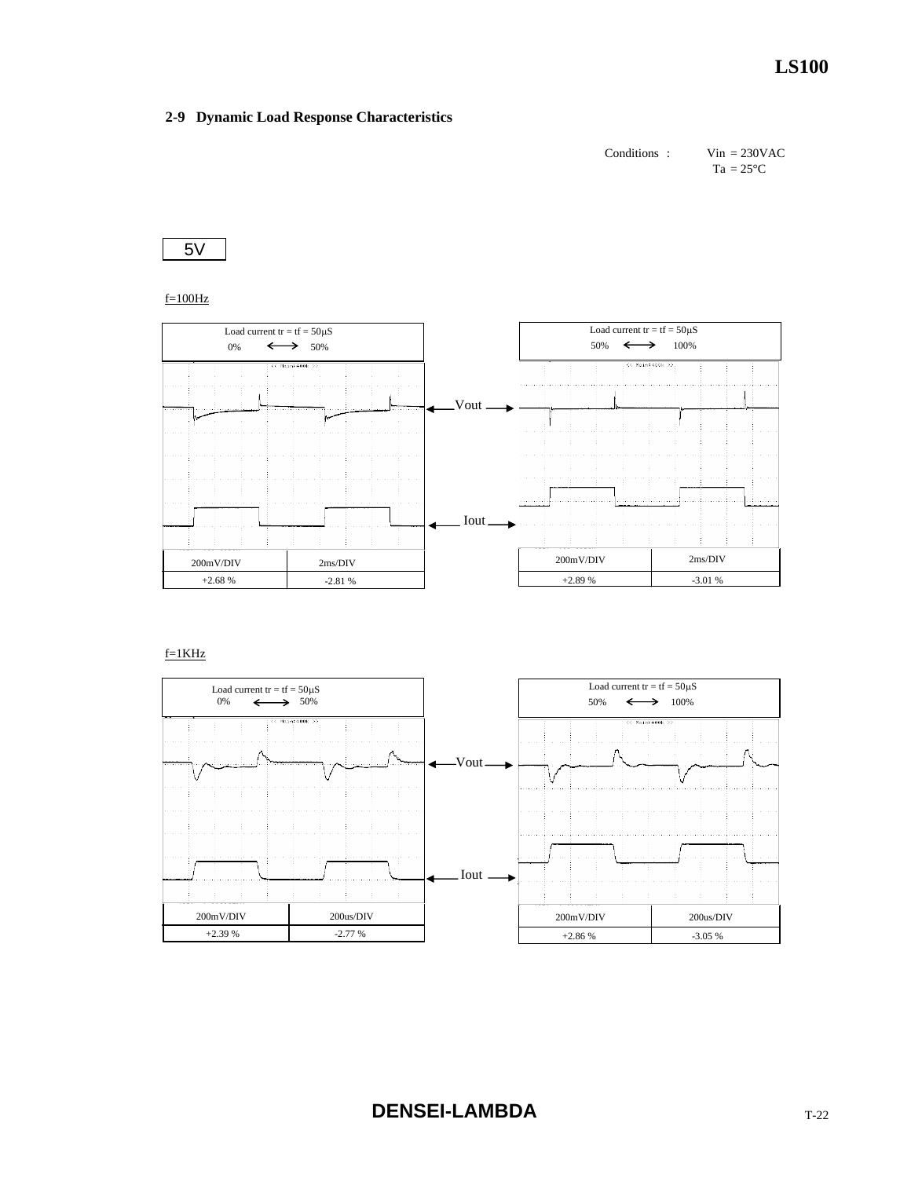## 2-9 Dynamic Load Response Characteristics

Conditions : Vin = 230VAC
Ta = 25°C

5V

f=100Hz

| Load current tr = tf = 50μS 0% ⟷ 50% | |
|---|---|
| 200mV/DIV | 2ms/DIV |
| +2.68 % | -2.81 % |

Vout

Iout

| Load current tr = tf = 50μS 50% ⟷ 100% | |
|---|---|
| 200mV/DIV | 2ms/DIV |
| +2.89 % | -3.01 % |

f=1KHz

| Load current tr = tf = 50μS 0% ⟷ 50% | |
|---|---|
| 200mV/DIV | 200us/DIV |
| +2.39 % | -2.77 % |

Vout

Iout

| Load current tr = tf = 50μS 50% ⟷ 100% | |
|---|---|
| 200mV/DIV | 200us/DIV |
| +2.86 % | -3.05 % |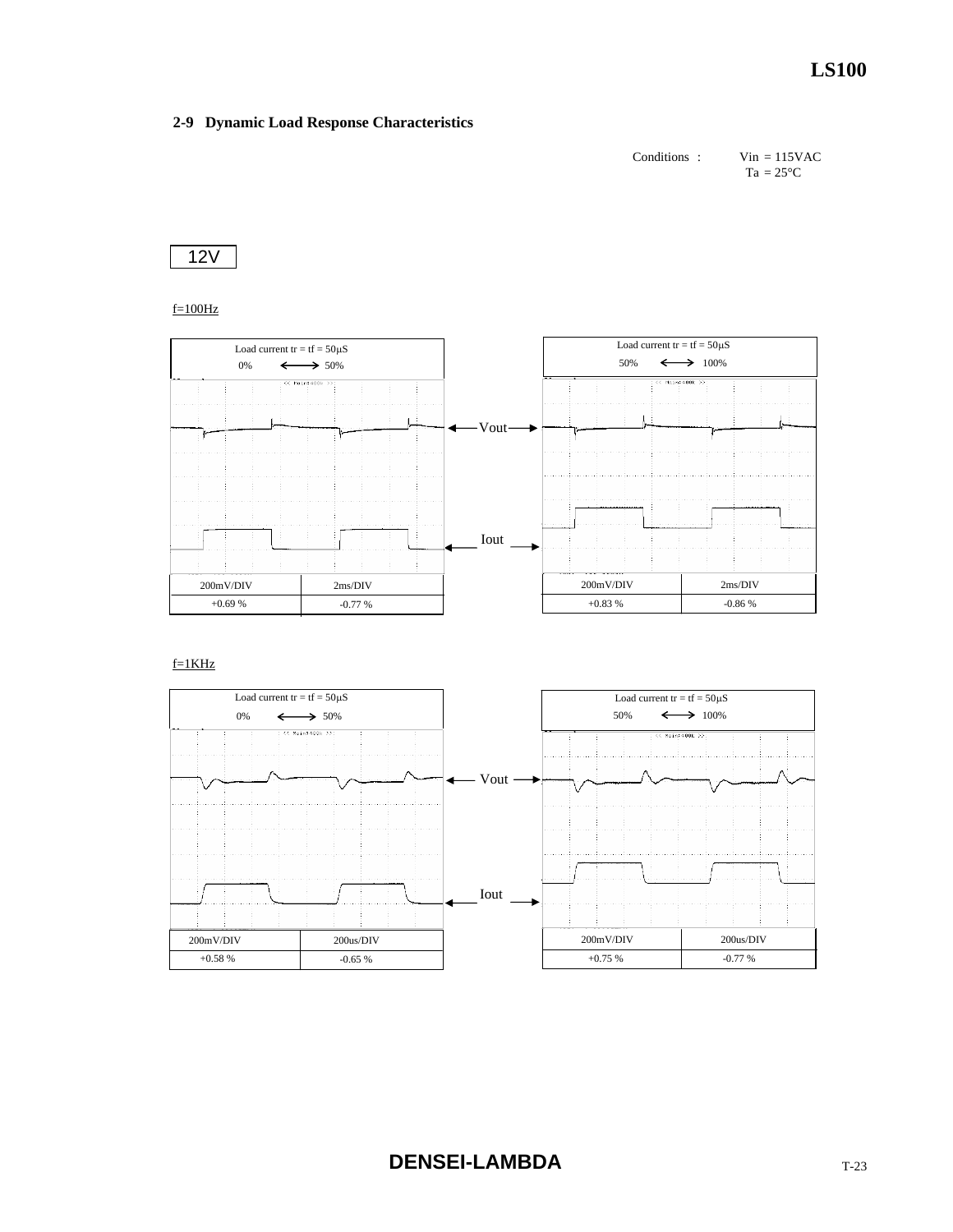## 2-9 Dynamic Load Response Characteristics

Conditions : Vin = 115VAC
Ta = 25°C

**12V**

f=100Hz

| Load current tr = tf = 50μS 0% ⟷ 50% | |
|---|---|
| 200mV/DIV | 2ms/DIV |
| +0.69 % | -0.77 % |

| Load current tr = tf = 50μS 50% ⟷ 100% | |
|---|---|
| 200mV/DIV | 2ms/DIV |
| +0.83 % | -0.86 % |

Vout

Iout

f=1KHz

| Load current tr = tf = 50μS 0% ⟷ 50% | |
|---|---|
| 200mV/DIV | 200us/DIV |
| +0.58 % | -0.65 % |

| Load current tr = tf = 50μS 50% ⟷ 100% | |
|---|---|
| 200mV/DIV | 200us/DIV |
| +0.75 % | -0.77 % |

Vout

Iout

**DENSEI-LAMBDA**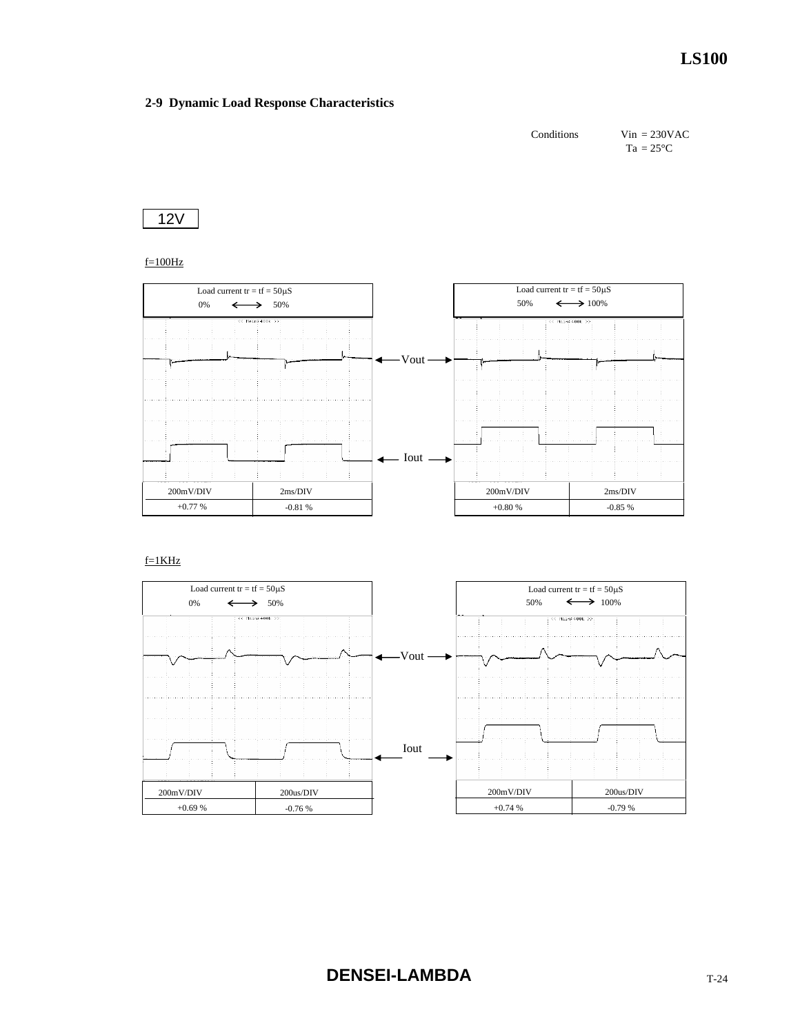## 2-9 Dynamic Load Response Characteristics

Conditions Vin = 230VAC
Ta = 25°C

12V

f=100Hz

| Load current tr = tf = 50μS | |
|---|---|
| 0% ⟷ 50% | |
| 200mV/DIV | 2ms/DIV |
| +0.77 % | -0.81 % |

| Load current tr = tf = 50μS | |
|---|---|
| 50% ⟷ 100% | |
| 200mV/DIV | 2ms/DIV |
| +0.80 % | -0.85 % |

Vout

Iout

f=1KHz

| Load current tr = tf = 50μS | |
|---|---|
| 0% ⟷ 50% | |
| 200mV/DIV | 200us/DIV |
| +0.69 % | -0.76 % |

| Load current tr = tf = 50μS | |
|---|---|
| 50% ⟷ 100% | |
| 200mV/DIV | 200us/DIV |
| +0.74 % | -0.79 % |

Vout

Iout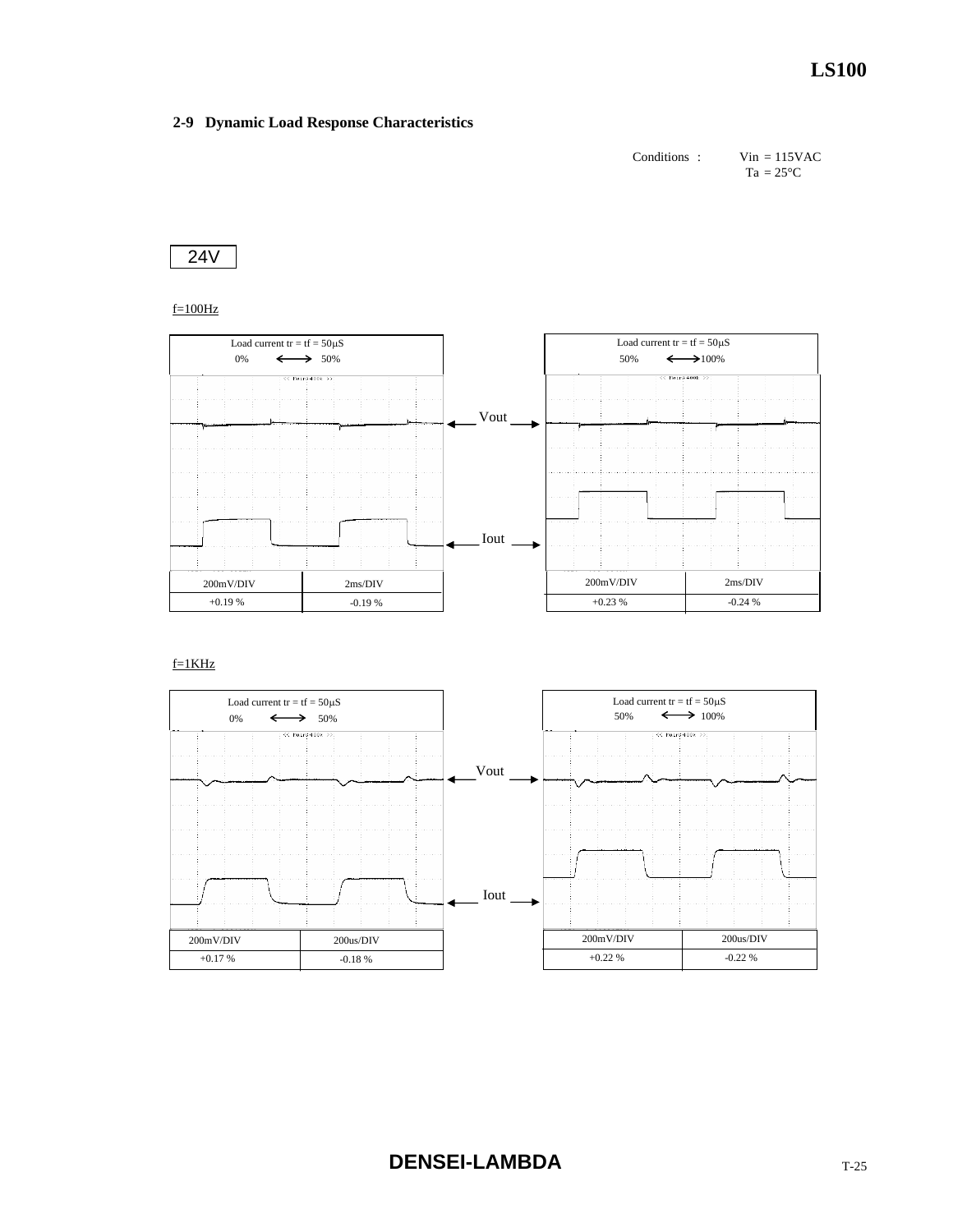## 2-9 Dynamic Load Response Characteristics

Conditions : Vin = 115VAC
Ta = 25°C

24V

f=100Hz

Load current tr = tf = 50μS
0% ⟷ 50%

Load current tr = tf = 50μS
50% ⟷ 100%

Vout

Iout

| 200mV/DIV | 2ms/DIV |
|---|---|
| +0.19 % | -0.19 % |

| 200mV/DIV | 2ms/DIV |
|---|---|
| +0.23 % | -0.24 % |

f=1KHz

Load current tr = tf = 50μS
0% ⟷ 50%

Load current tr = tf = 50μS
50% ⟷ 100%

Vout

Iout

| 200mV/DIV | 200us/DIV |
|---|---|
| +0.17 % | -0.18 % |

| 200mV/DIV | 200us/DIV |
|---|---|
| +0.22 % | -0.22 % |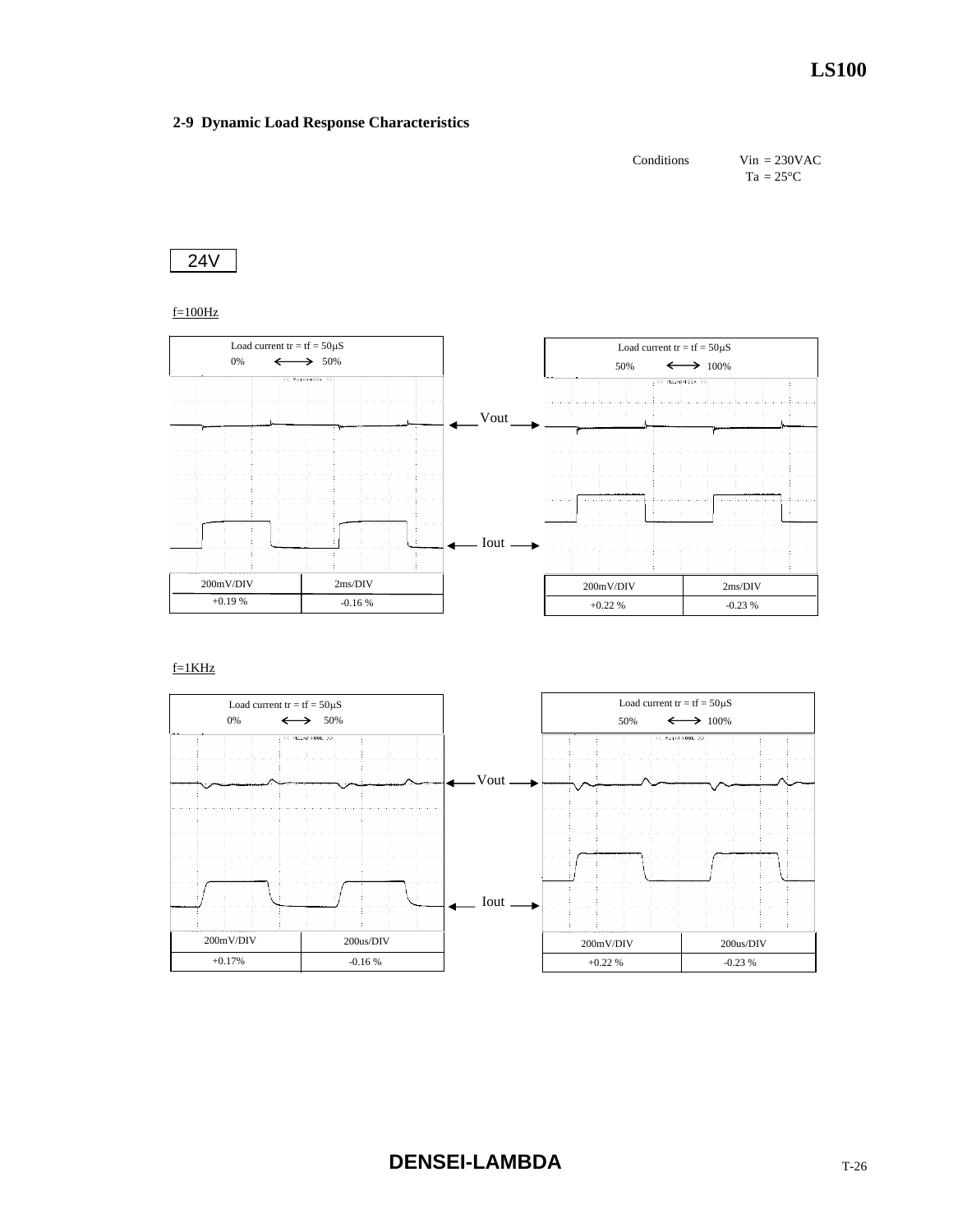## 2-9 Dynamic Load Response Characteristics

Conditions Vin = 230VAC
Ta = 25°C

**24V**

f=100Hz

| Load current tr = tf = 50μS 0% ⟷ 50% | |
|---|---|
| 200mV/DIV | 2ms/DIV |
| +0.19 % | -0.16 % |

| Load current tr = tf = 50μS 50% ⟷ 100% | |
|---|---|
| 200mV/DIV | 2ms/DIV |
| +0.22 % | -0.23 % |

Vout

Iout

f=1KHz

| Load current tr = tf = 50μS 0% ⟷ 50% | |
|---|---|
| 200mV/DIV | 200us/DIV |
| +0.17% | -0.16 % |

| Load current tr = tf = 50μS 50% ⟷ 100% | |
|---|---|
| 200mV/DIV | 200us/DIV |
| +0.22 % | -0.23 % |

Vout

Iout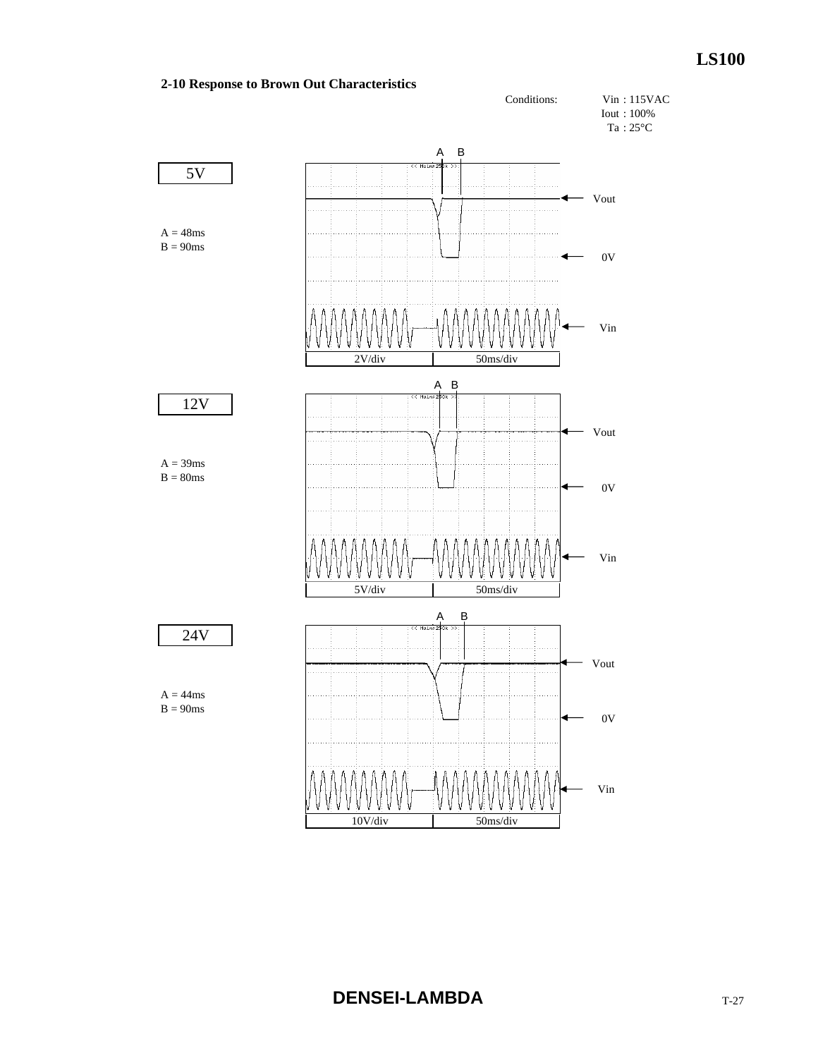## 2-10 Response to Brown Out Characteristics

Conditions: Vin : 115VAC
Iout : 100%
Ta : 25°C

**5V**

A = 48ms
B = 90ms

A B

Vout
0V
Vin

2V/div 50ms/div

**12V**

A = 39ms
B = 80ms

A B

Vout
0V
Vin

5V/div 50ms/div

**24V**

A = 44ms
B = 90ms

A B

Vout
0V
Vin

10V/div 50ms/div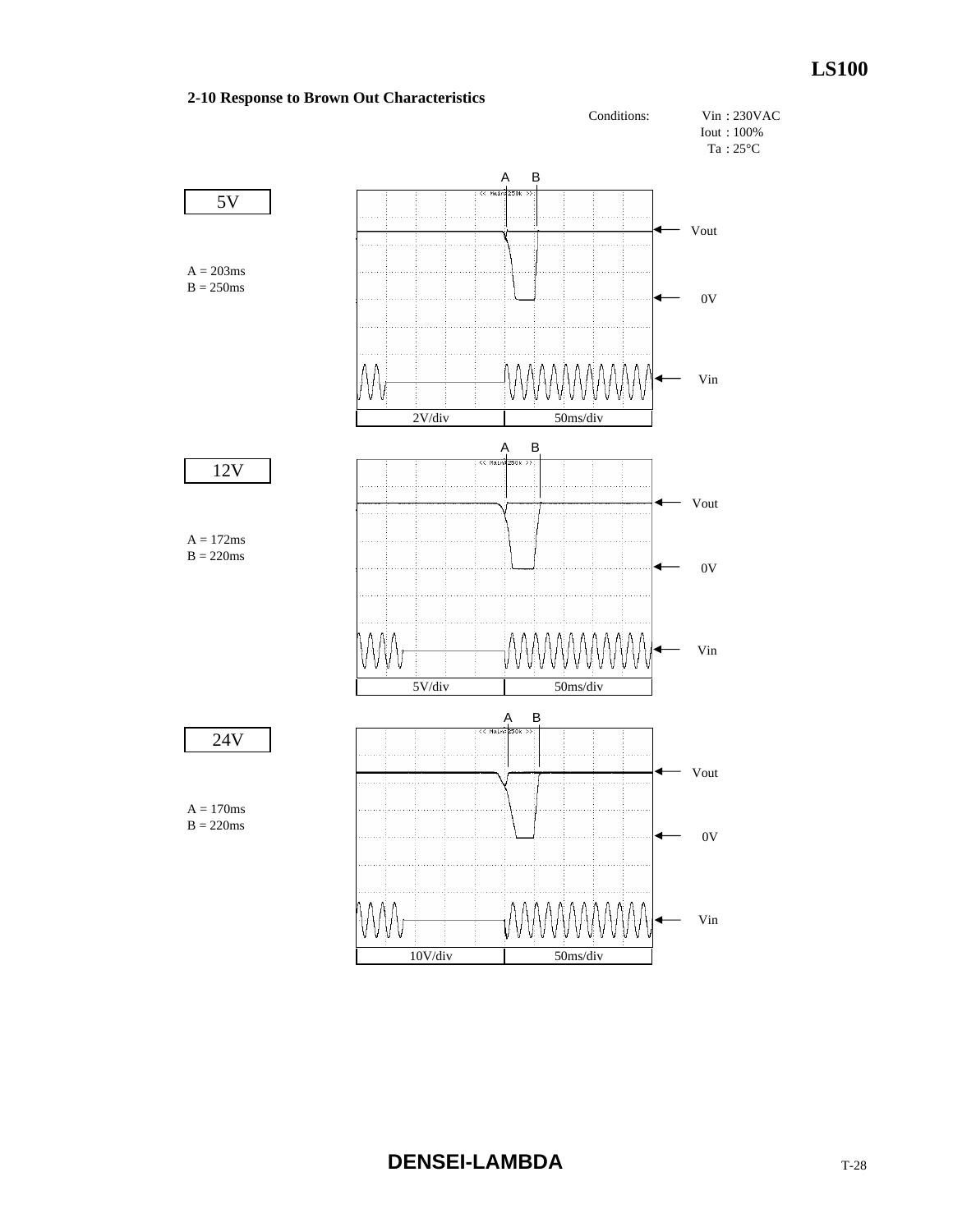## 2-10 Response to Brown Out Characteristics

Conditions:
Vin : 230VAC
Iout : 100%
Ta : 25°C

**5V**

A = 203ms
B = 250ms

Vout
0V
Vin

2V/div | 50ms/div

**12V**

A = 172ms
B = 220ms

Vout
0V
Vin

5V/div | 50ms/div

**24V**

A = 170ms
B = 220ms

Vout
0V
Vin

10V/div | 50ms/div

**DENSEI-LAMBDA**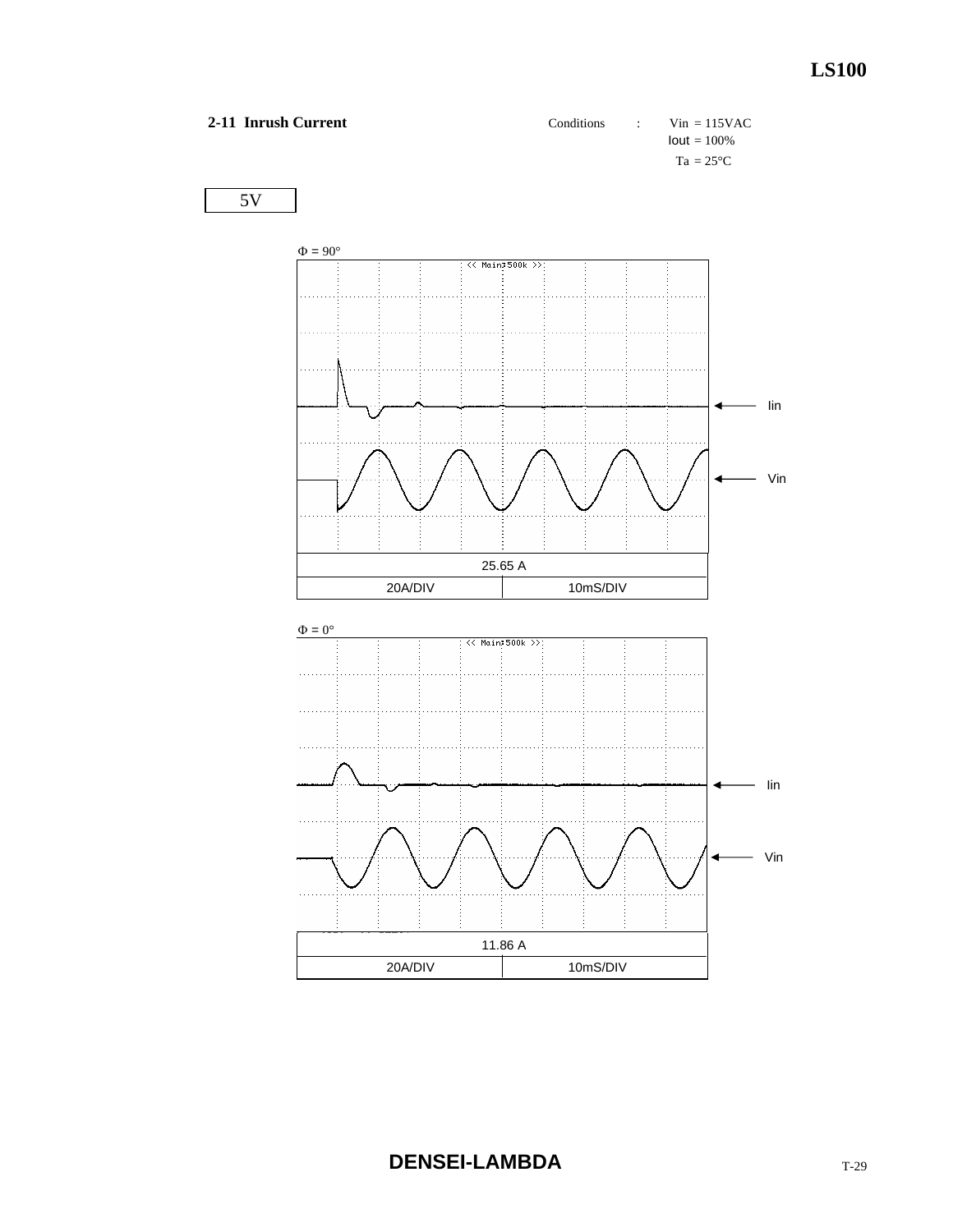## 2-11 Inrush Current

Conditions : Vin = 115VAC
Iout = 100%
Ta = 25°C

5V

Φ = 90°

Iin

Vin

| 25.65 A | |
|---|---|
| 20A/DIV | 10mS/DIV |

Φ = 0°

Iin

Vin

| 11.86 A | |
|---|---|
| 20A/DIV | 10mS/DIV |

**DENSEI-LAMBDA**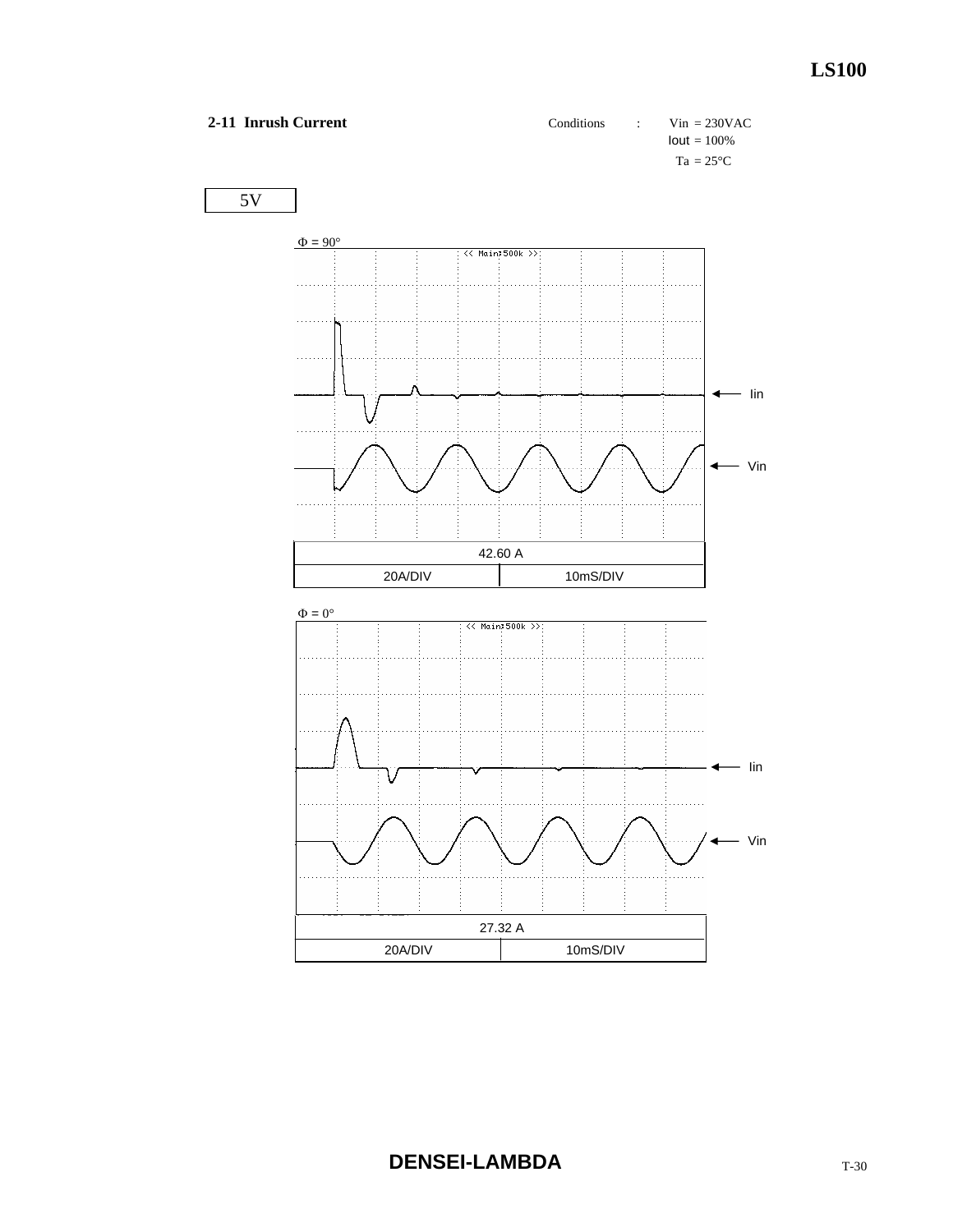## 2-11 Inrush Current

Conditions : Vin = 230VAC
Iout = 100%
Ta = 25°C

5V

Φ = 90°

Iin

Vin

| 42.60 A | |
|---|---|
| 20A/DIV | 10mS/DIV |

Φ = 0°

Iin

Vin

| 27.32 A | |
|---|---|
| 20A/DIV | 10mS/DIV |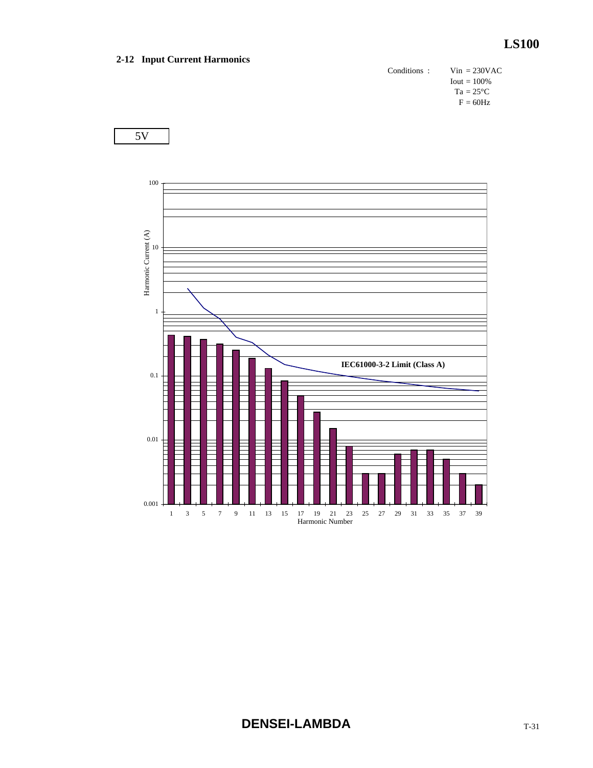## 2-12 Input Current Harmonics

Conditions : Vin = 230VAC
Iout = 100%
Ta = 25°C
F = 60Hz

5V

Harmonic Current (A)

100
10
1
0.1
0.01
0.001

IEC61000-3-2 Limit (Class A)

1 3 5 7 9 11 13 15 17 19 21 23 25 27 29 31 33 35 37 39

Harmonic Number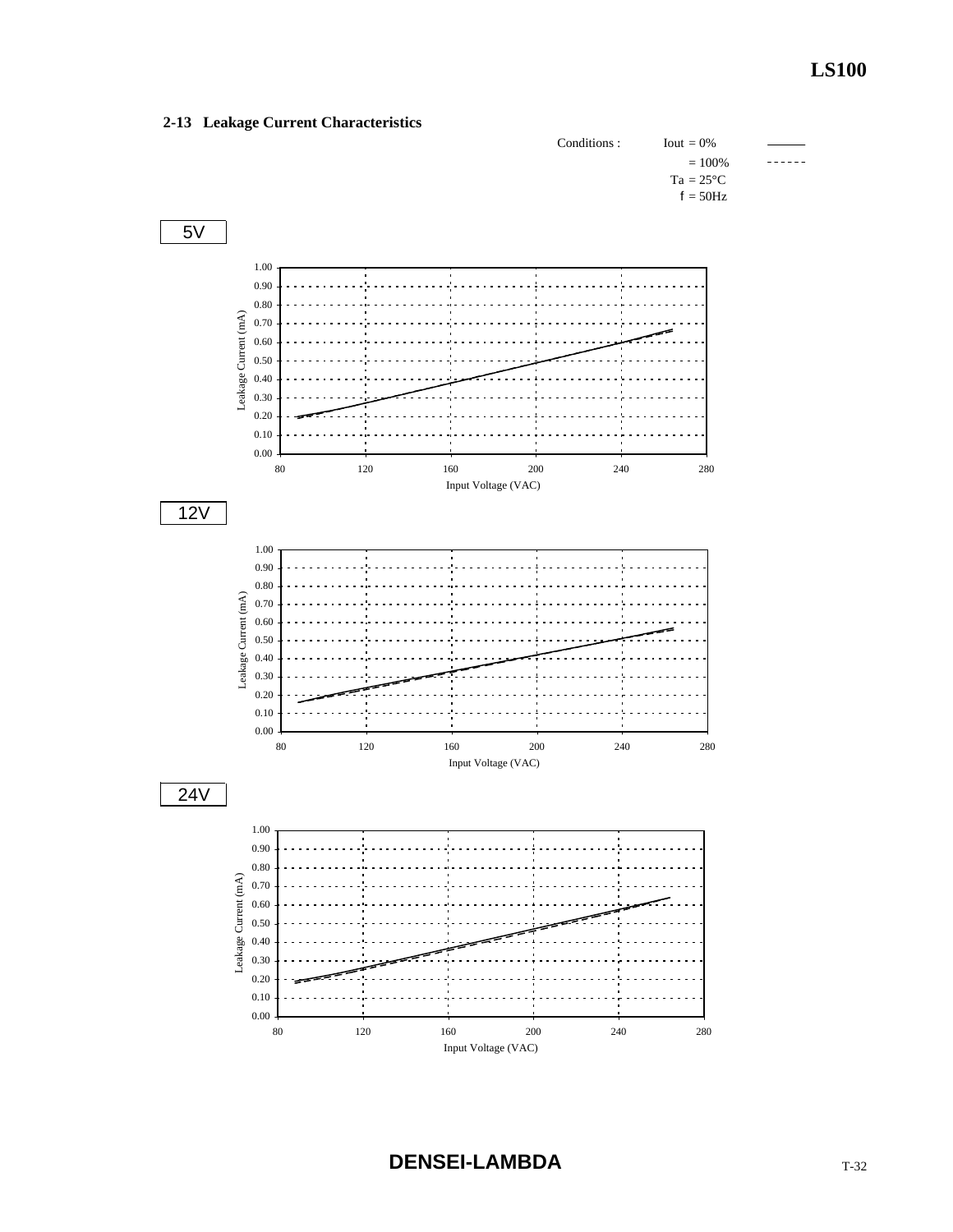## 2-13 Leakage Current Characteristics

Conditions : Iout = 0% ——— 
= 100% - - - - - -
Ta = 25°C
f = 50Hz

5V

Leakage Current (mA)

Input Voltage (VAC)

12V

Leakage Current (mA)

Input Voltage (VAC)

24V

Leakage Current (mA)

Input Voltage (VAC)

**DENSEI-LAMBDA**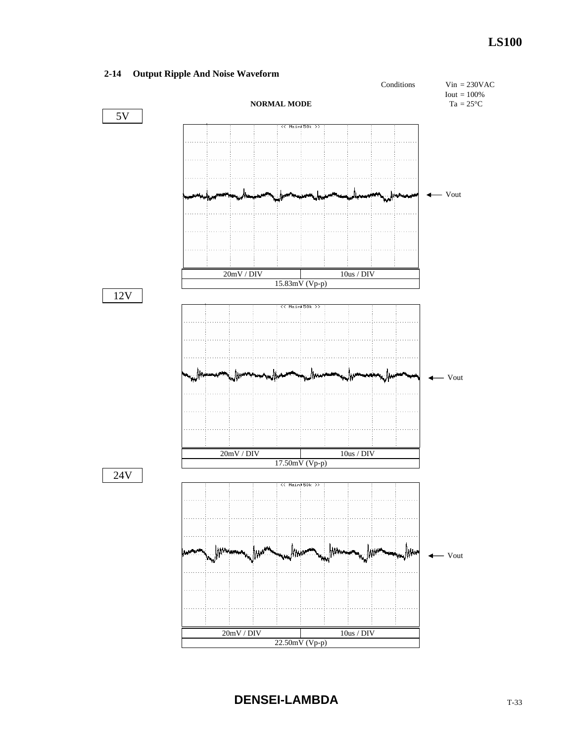## 2-14 Output Ripple And Noise Waveform

Conditions: Vin = 230VAC, Iout = 100%, Ta = 25°C

**NORMAL MODE**

5V

Vout

| 20mV / DIV | 10us / DIV |
|---|---|
| 15.83mV (Vp-p) | |

12V

Vout

| 20mV / DIV | 10us / DIV |
|---|---|
| 17.50mV (Vp-p) | |

24V

Vout

| 20mV / DIV | 10us / DIV |
|---|---|
| 22.50mV (Vp-p) | |

**DENSEI-LAMBDA**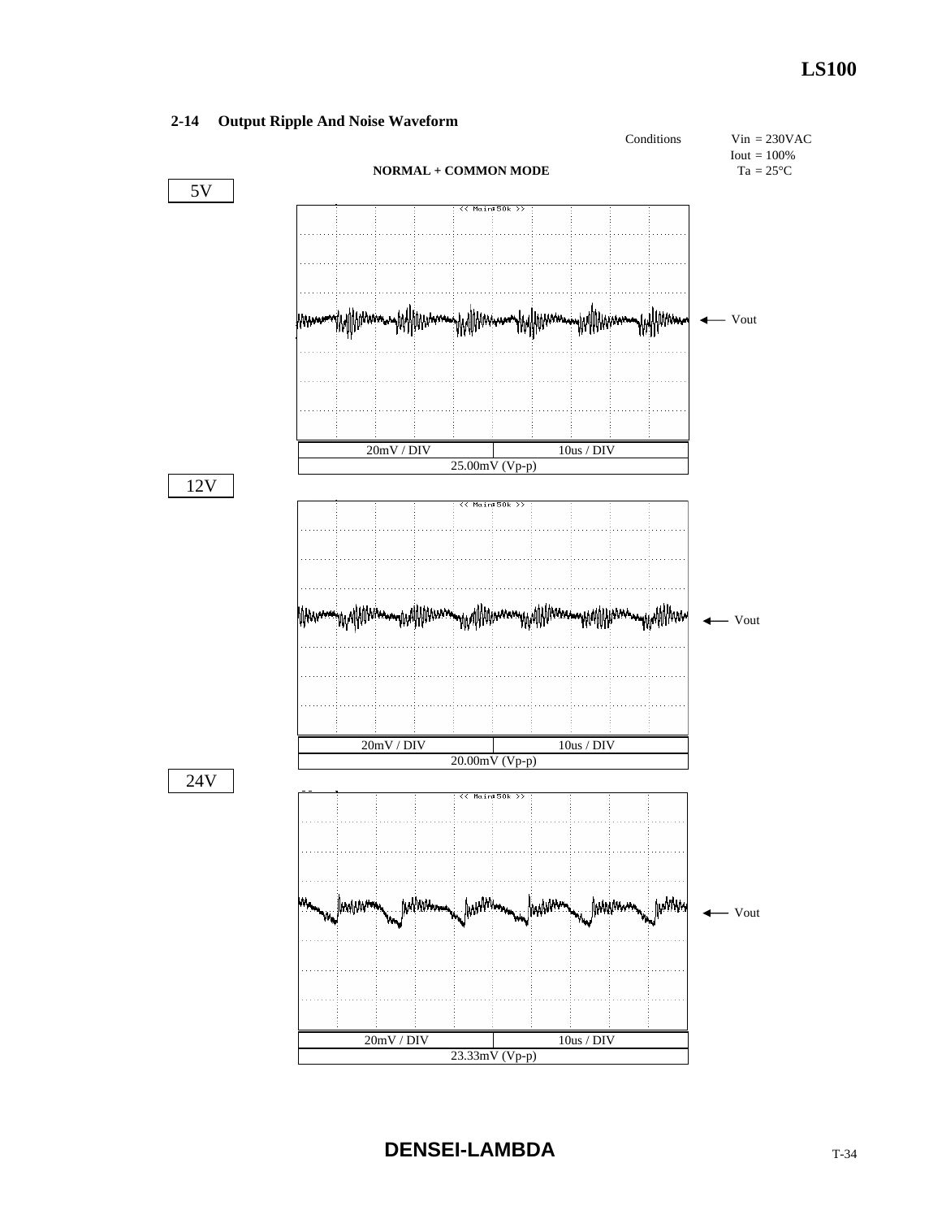## 2-14 Output Ripple And Noise Waveform

Conditions: Vin = 230VAC, Iout = 100%, Ta = 25°C

**NORMAL + COMMON MODE**

5V

Vout

| 20mV / DIV | 10us / DIV |
|---|---|
| 25.00mV (Vp-p) | |

12V

Vout

| 20mV / DIV | 10us / DIV |
|---|---|
| 20.00mV (Vp-p) | |

24V

Vout

| 20mV / DIV | 10us / DIV |
|---|---|
| 23.33mV (Vp-p) | |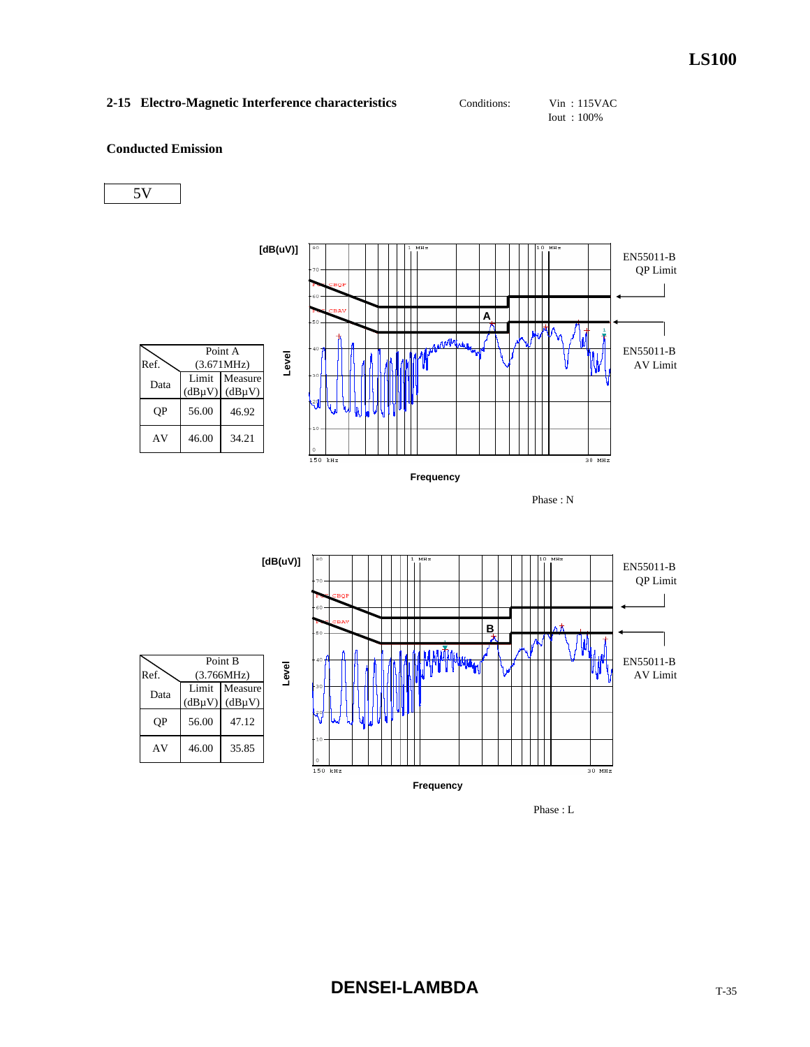## 2-15 Electro-Magnetic Interference characteristics

Conditions: Vin : 115VAC
Iout : 100%

### Conducted Emission

5V

| Ref. / Data | Point A (3.671MHz) Limit (dBμV) | Measure (dBμV) |
|---|---|---|
| QP | 56.00 | 46.92 |
| AV | 46.00 | 34.21 |

EN55011-B QP Limit

EN55011-B AV Limit

Phase : N

| Ref. / Data | Point B (3.766MHz) Limit (dBμV) | Measure (dBμV) |
|---|---|---|
| QP | 56.00 | 47.12 |
| AV | 46.00 | 35.85 |

EN55011-B QP Limit

EN55011-B AV Limit

Phase : L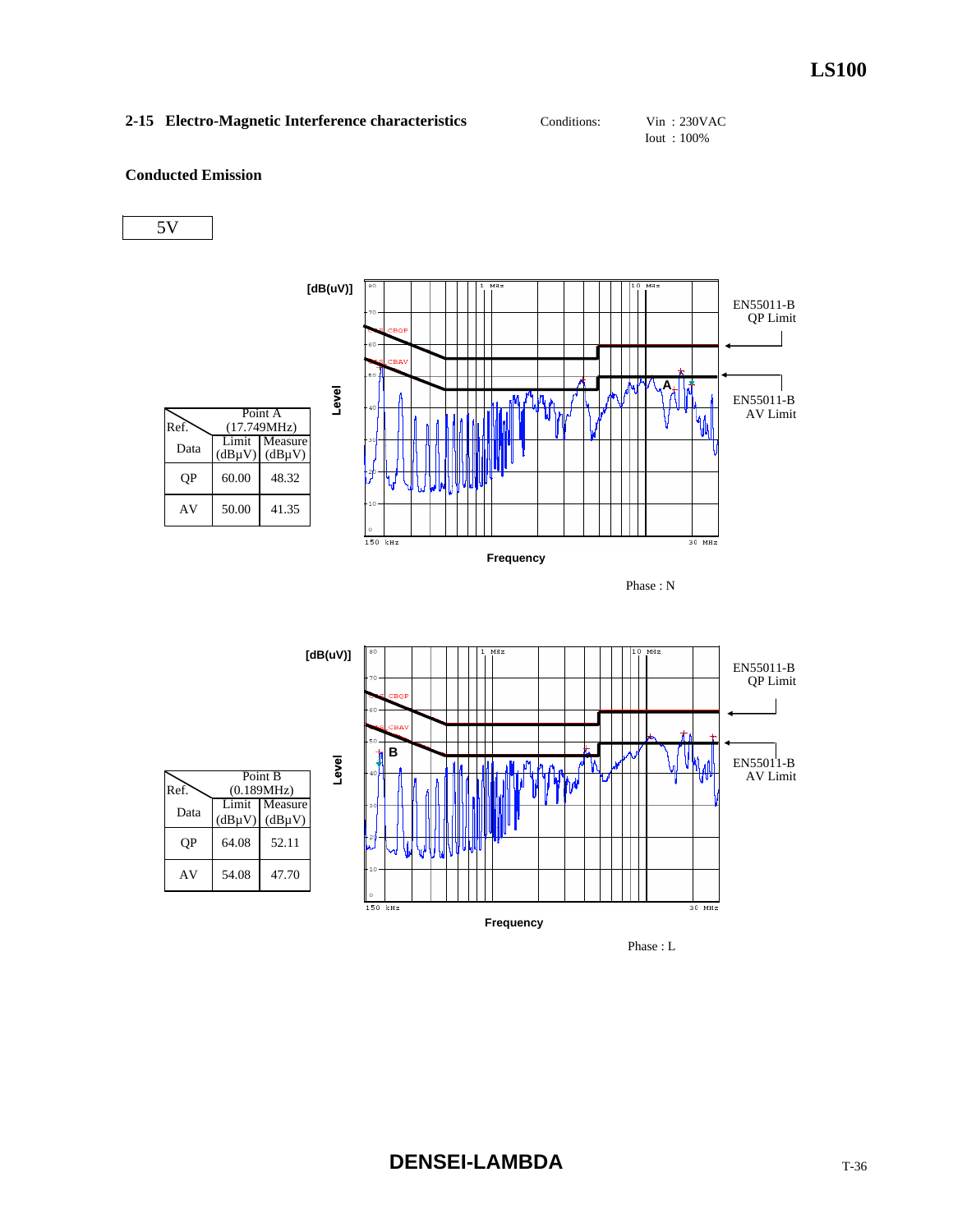## 2-15 Electro-Magnetic Interference characteristics

Conditions: Vin : 230VAC
Iout : 100%

### Conducted Emission

5V

| Ref. \ Data | Point A (17.749MHz) | |
|---|---|---|
| | Limit (dBμV) | Measure (dBμV) |
| QP | 60.00 | 48.32 |
| AV | 50.00 | 41.35 |

EN55011-B QP Limit

EN55011-B AV Limit

Phase : N

| Ref. \ Data | Point B (0.189MHz) | |
|---|---|---|
| | Limit (dBμV) | Measure (dBμV) |
| QP | 64.08 | 52.11 |
| AV | 54.08 | 47.70 |

EN55011-B QP Limit

EN55011-B AV Limit

Phase : L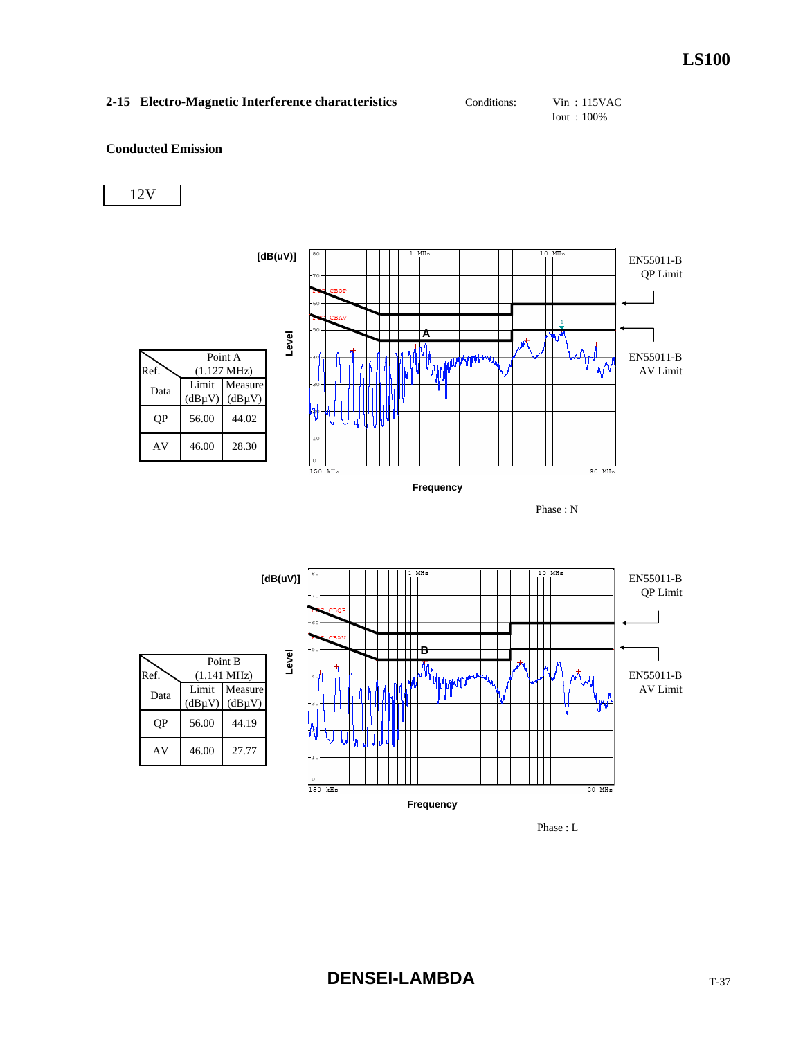## 2-15 Electro-Magnetic Interference characteristics

Conditions: Vin : 115VAC
Iout : 100%

### Conducted Emission

12V

| Ref. | Point A (1.127 MHz) | |
|---|---|---|
| Data | Limit (dBμV) | Measure (dBμV) |
| QP | 56.00 | 44.02 |
| AV | 46.00 | 28.30 |

[dB(uV)]

Level

Frequency

150 kHz — 1 MHz — 10 MHz — 30 MHz

EN55011-B QP Limit

EN55011-B AV Limit

Phase : N

| Ref. | Point B (1.141 MHz) | |
|---|---|---|
| Data | Limit (dBμV) | Measure (dBμV) |
| QP | 56.00 | 44.19 |
| AV | 46.00 | 27.77 |

[dB(uV)]

Level

Frequency

150 kHz — 1 MHz — 10 MHz — 30 MHz

EN55011-B QP Limit

EN55011-B AV Limit

Phase : L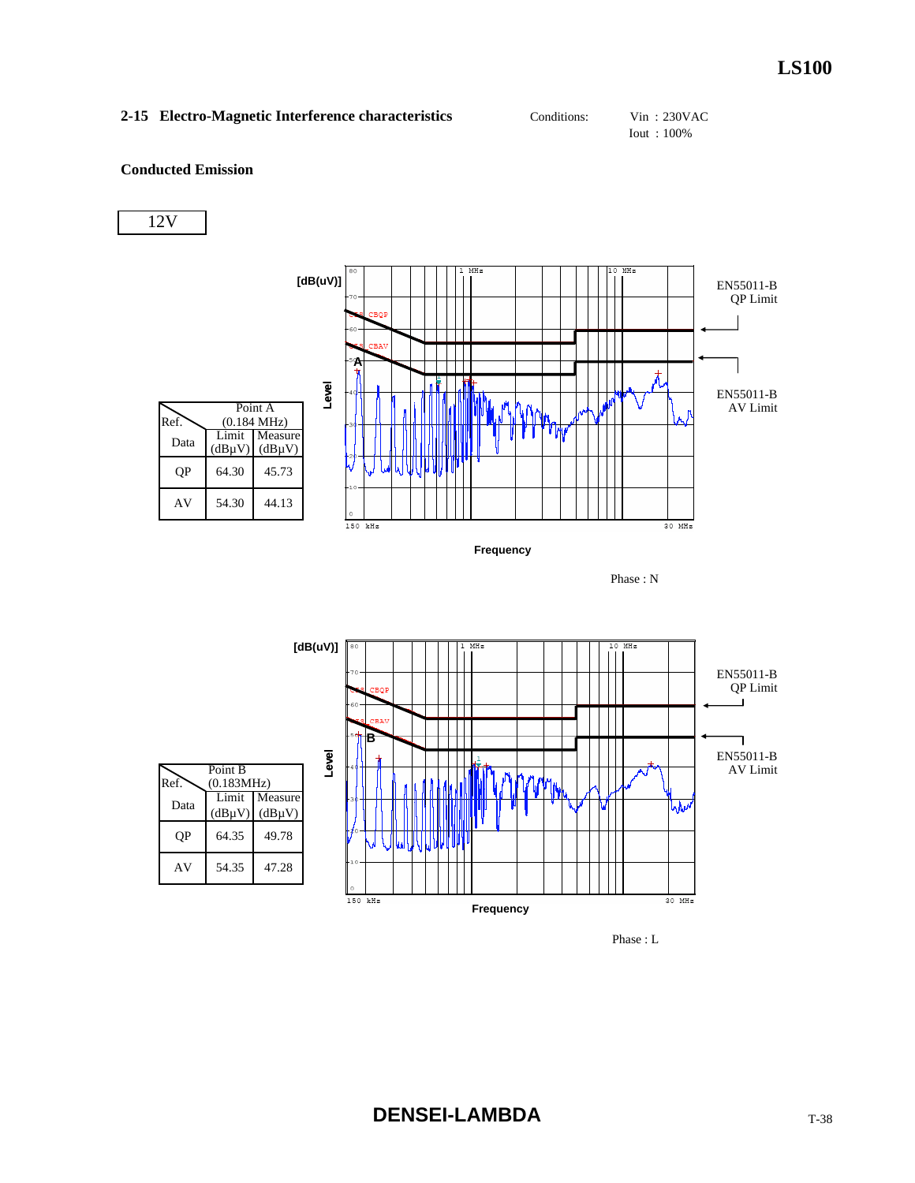## 2-15 Electro-Magnetic Interference characteristics

Conditions: Vin : 230VAC
Iout : 100%

**Conducted Emission**

12V

| Ref. / Data | Point A (0.184 MHz) Limit (dBμV) | Measure (dBμV) |
|---|---|---|
| QP | 64.30 | 45.73 |
| AV | 54.30 | 44.13 |

EN55011-B QP Limit

EN55011-B AV Limit

Phase : N

| Ref. / Data | Point B (0.183MHz) Limit (dBμV) | Measure (dBμV) |
|---|---|---|
| QP | 64.35 | 49.78 |
| AV | 54.35 | 47.28 |

EN55011-B QP Limit

EN55011-B AV Limit

Phase : L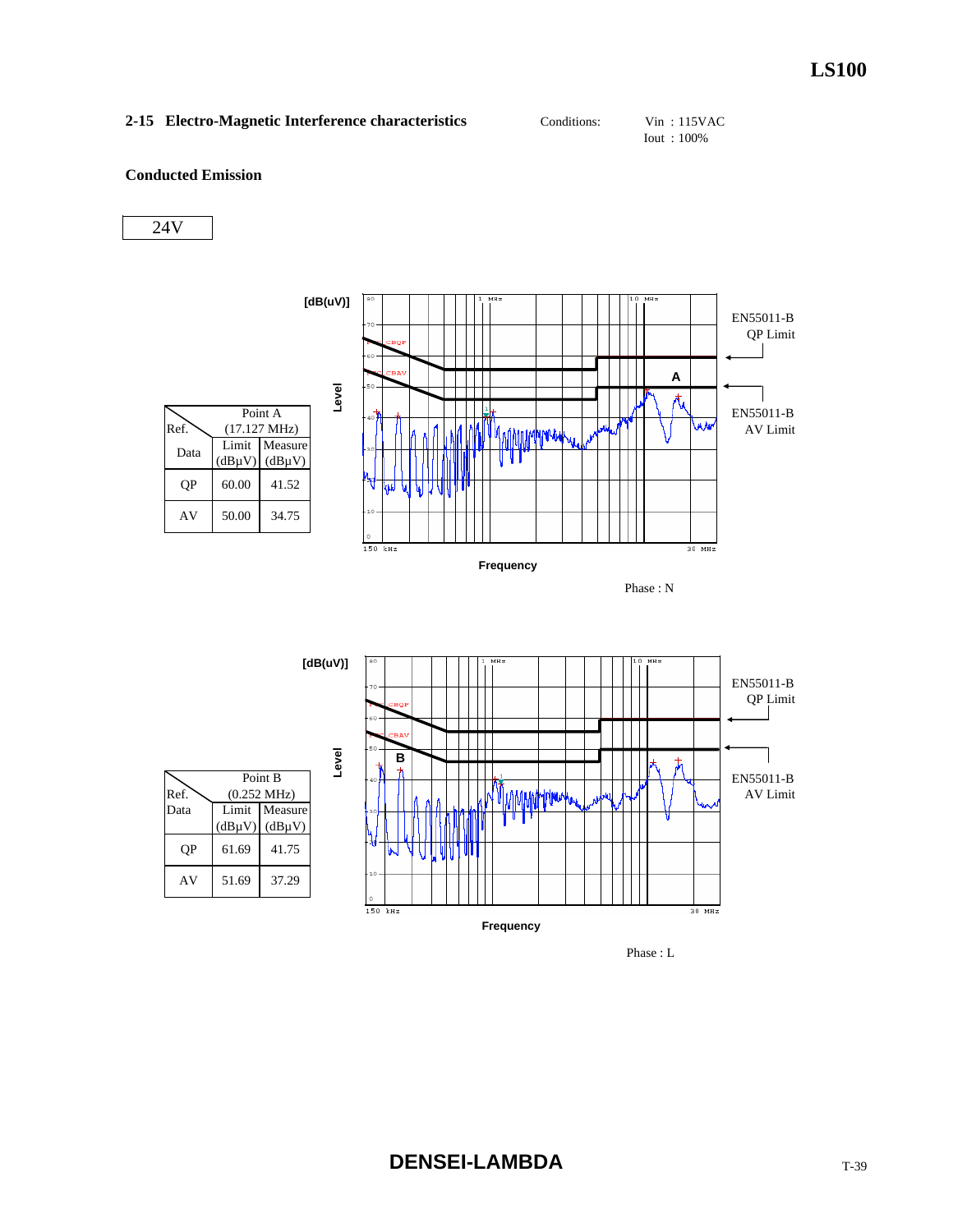## 2-15 Electro-Magnetic Interference characteristics

Conditions: Vin : 115VAC
Iout : 100%

**Conducted Emission**

24V

| Ref. \ Data | Point A (17.127 MHz) | |
|---|---|---|
| | Limit (dBμV) | Measure (dBμV) |
| QP | 60.00 | 41.52 |
| AV | 50.00 | 34.75 |

[dB(uV)]

Level

Frequency

150 kHz 1 MHz 10 MHz 30 MHz

EN55011-B QP Limit

EN55011-B AV Limit

A

Phase : N

| Ref. \ Data | Point B (0.252 MHz) | |
|---|---|---|
| | Limit (dBμV) | Measure (dBμV) |
| QP | 61.69 | 41.75 |
| AV | 51.69 | 37.29 |

[dB(uV)]

Level

Frequency

150 kHz 1 MHz 10 MHz 30 MHz

EN55011-B QP Limit

EN55011-B AV Limit

B

Phase : L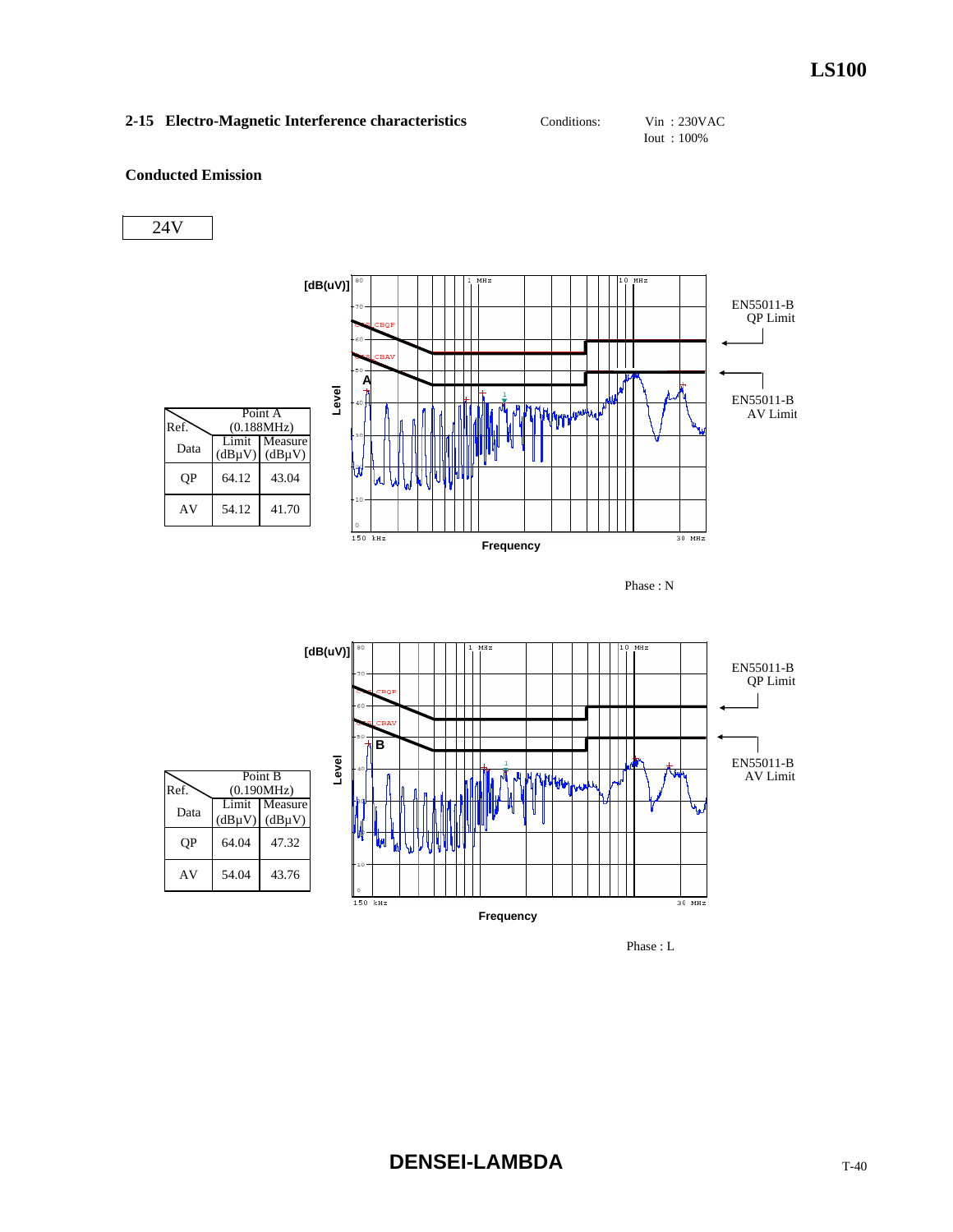## 2-15 Electro-Magnetic Interference characteristics

Conditions: Vin : 230VAC
Iout : 100%

### Conducted Emission

24V

| Ref. / Data | Point A (0.188MHz) Limit (dBμV) | Measure (dBμV) |
|---|---|---|
| QP | 64.12 | 43.04 |
| AV | 54.12 | 41.70 |

EN55011-B QP Limit

EN55011-B AV Limit

Phase : N

| Ref. / Data | Point B (0.190MHz) Limit (dBμV) | Measure (dBμV) |
|---|---|---|
| QP | 64.04 | 47.32 |
| AV | 54.04 | 43.76 |

EN55011-B QP Limit

EN55011-B AV Limit

Phase : L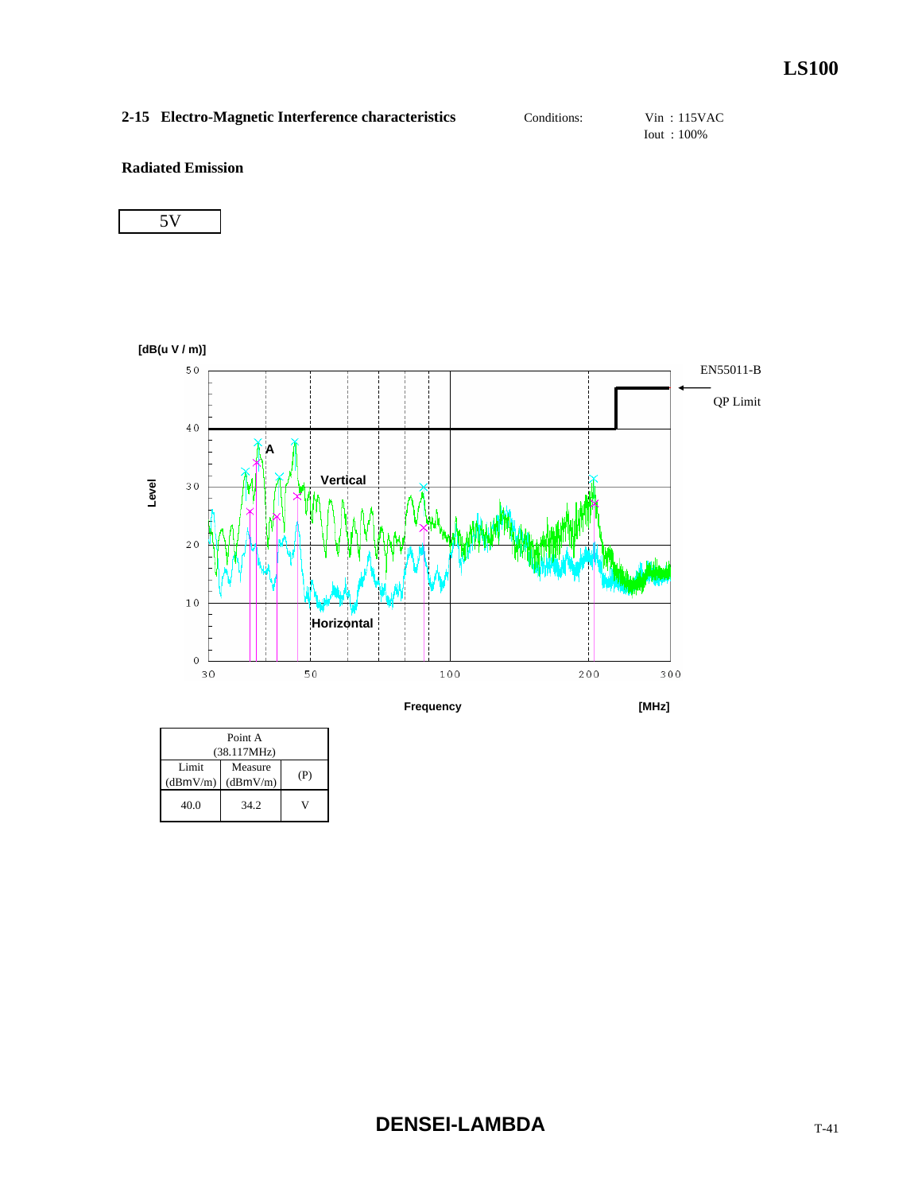## 2-15 Electro-Magnetic Interference characteristics

Conditions: Vin : 115VAC
Iout : 100%

**Radiated Emission**

5V

[dB(u V / m)]

Level

EN55011-B

QP Limit

Vertical

Horizontal

A

Frequency [MHz]

| Point A (38.117MHz) | | |
|---|---|---|
| Limit (dBmV/m) | Measure (dBmV/m) | (P) |
| 40.0 | 34.2 | V |

**DENSEI-LAMBDA**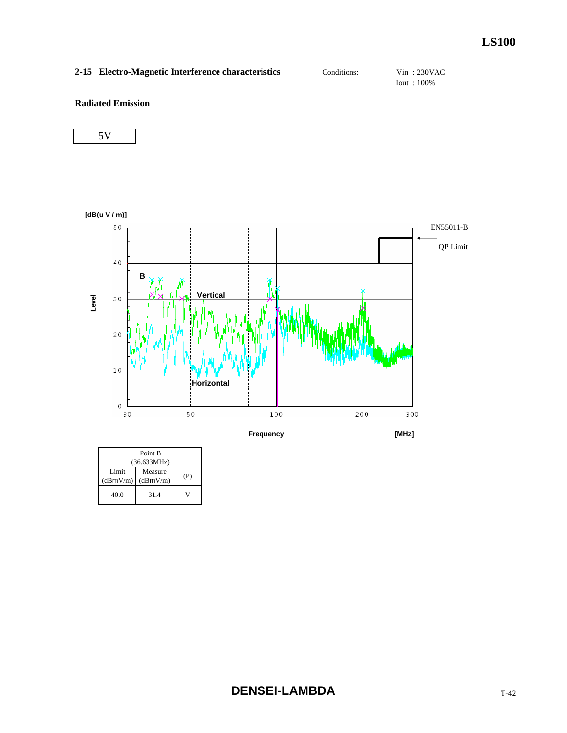## 2-15 Electro-Magnetic Interference characteristics

Conditions: Vin : 230VAC
Iout : 100%

**Radiated Emission**

5V

[dB(u V / m)]

EN55011-B

QP Limit

Level

B

Vertical

Horizontal

Frequency [MHz]

| Point B (36.633MHz) | | |
|---|---|---|
| Limit (dBmV/m) | Measure (dBmV/m) | (P) |
| 40.0 | 31.4 | V |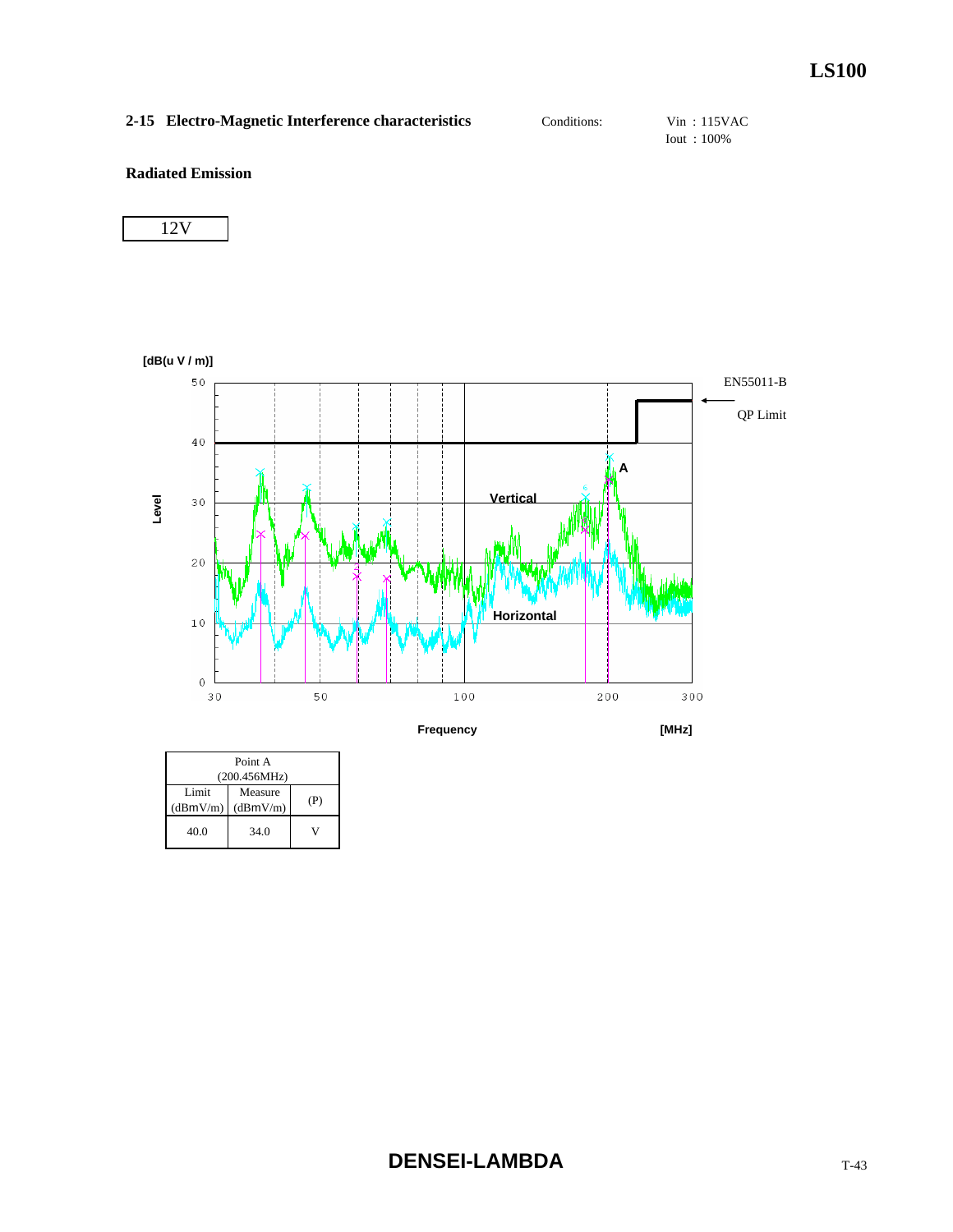## 2-15 Electro-Magnetic Interference characteristics

Conditions: Vin : 115VAC
Iout : 100%

**Radiated Emission**

12V

[dB(u V / m)]

Level

EN55011-B

QP Limit

A

Vertical

Horizontal

Frequency [MHz]

| Point A (200.456MHz) | | |
|---|---|---|
| Limit (dBmV/m) | Measure (dBmV/m) | (P) |
| 40.0 | 34.0 | V |

**DENSEI-LAMBDA**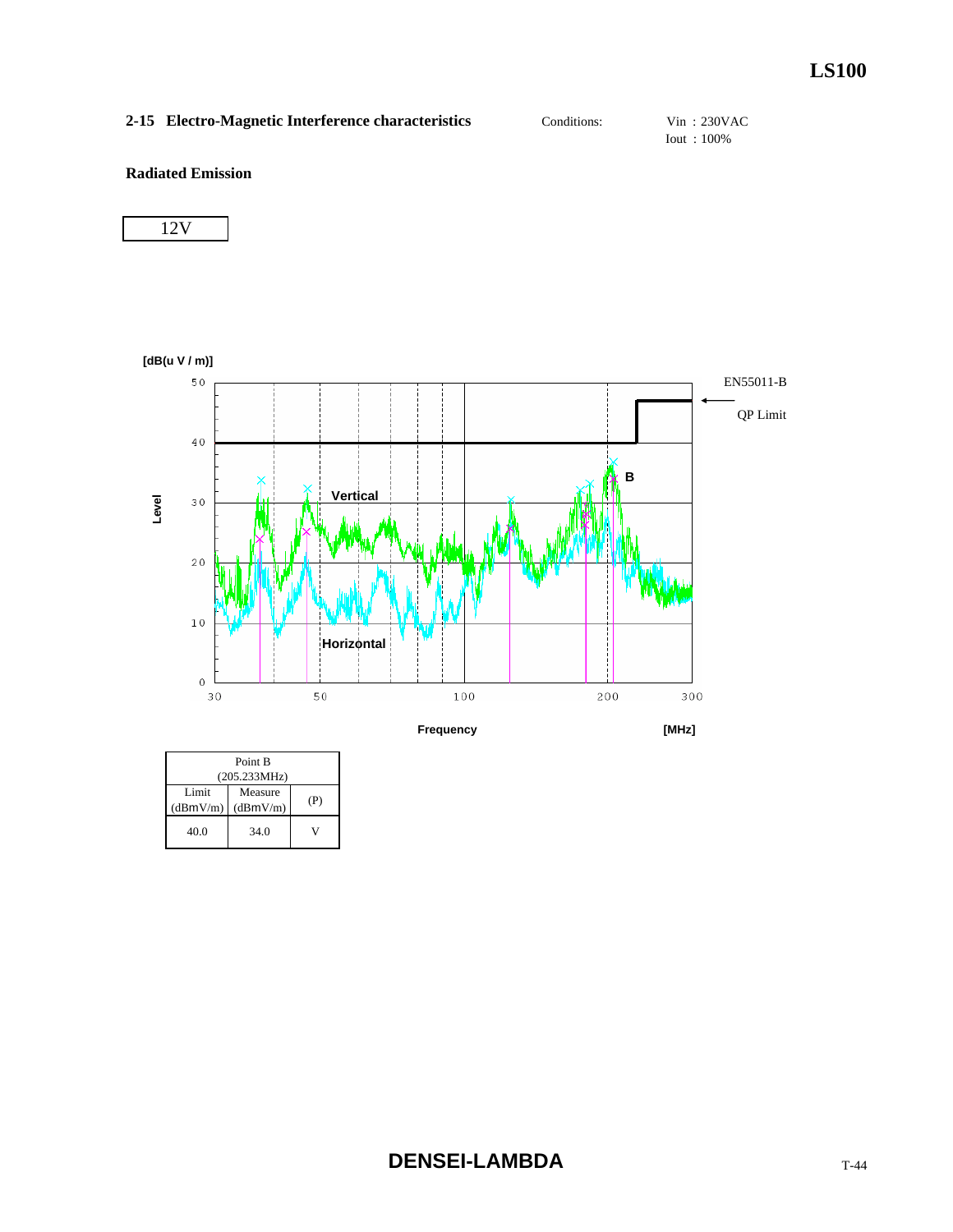## 2-15 Electro-Magnetic Interference characteristics

Conditions: Vin : 230VAC
Iout : 100%

**Radiated Emission**

12V

[dB(u V / m)]

EN55011-B

QP Limit

Vertical

Horizontal

B

Level

Frequency [MHz]

| Point B (205.233MHz) | | |
|---|---|---|
| Limit (dBmV/m) | Measure (dBmV/m) | (P) |
| 40.0 | 34.0 | V |

**DENSEI-LAMBDA**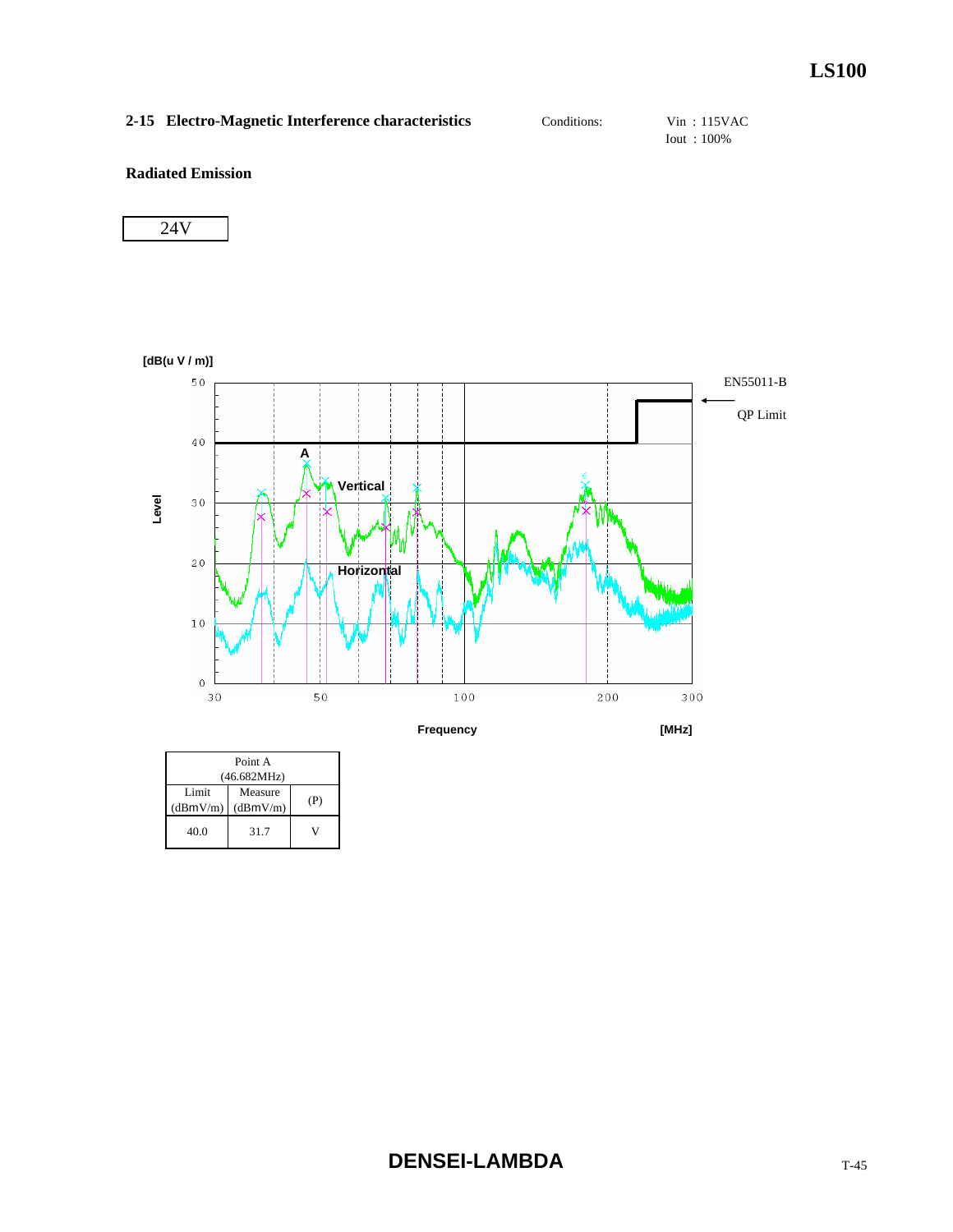## 2-15 Electro-Magnetic Interference characteristics

Conditions: Vin : 115VAC
Iout : 100%

**Radiated Emission**

24V

[dB(u V / m)]

EN55011-B

QP Limit

A

Vertical

Horizontal

Level

Frequency [MHz]

| Point A (46.682MHz) | | |
|---|---|---|
| Limit (dBmV/m) | Measure (dBmV/m) | (P) |
| 40.0 | 31.7 | V |

**DENSEI-LAMBDA**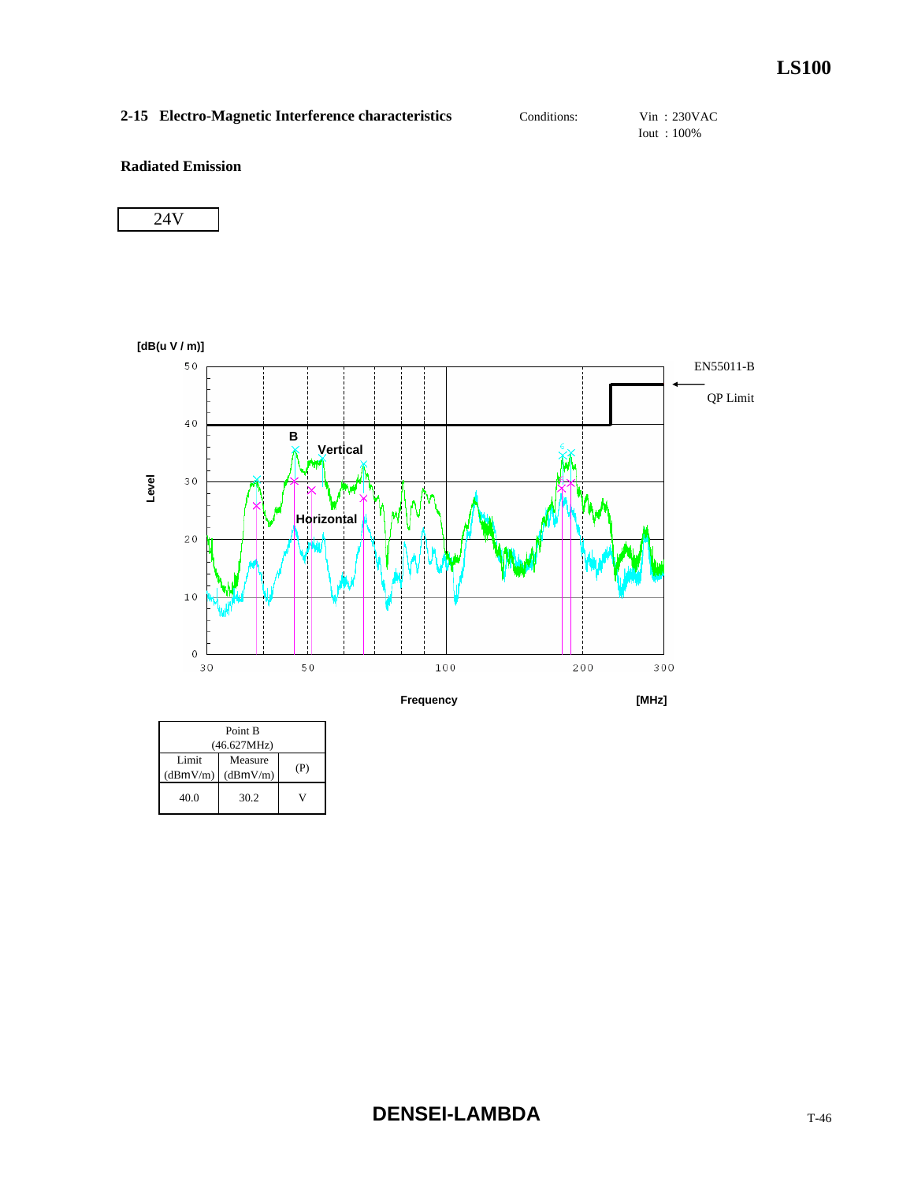## 2-15 Electro-Magnetic Interference characteristics

Conditions: Vin : 230VAC
Iout : 100%

**Radiated Emission**

24V

[dB(u V / m)]

50
40
30
20
10
0

Level

30 50 100 200 300

Frequency [MHz]

B

Vertical

Horizontal

EN55011-B

QP Limit

| Point B (46.627MHz) | | |
|---|---|---|
| Limit (dBmV/m) | Measure (dBmV/m) | (P) |
| 40.0 | 30.2 | V |

**DENSEI-LAMBDA**